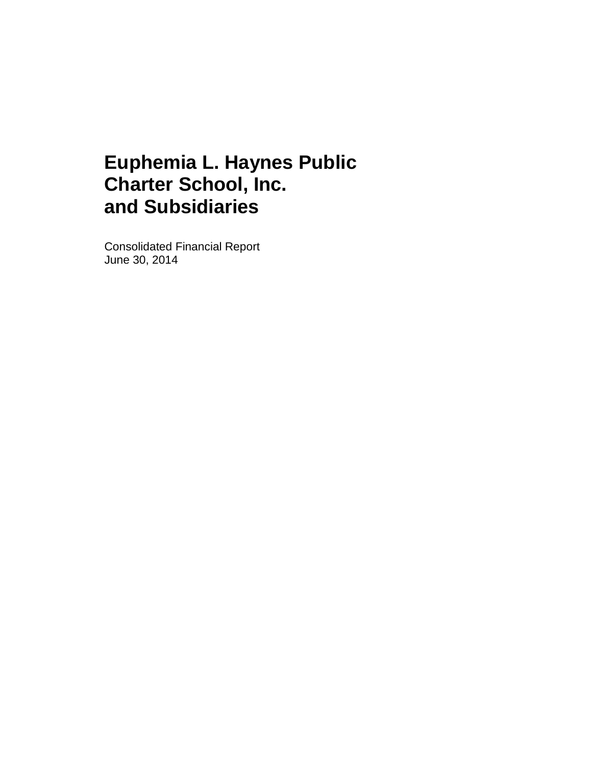# Euphemia L. Haynes Public Charter School, Inc. and Subsidiaries

Consolidated Financial Report
June 30, 2014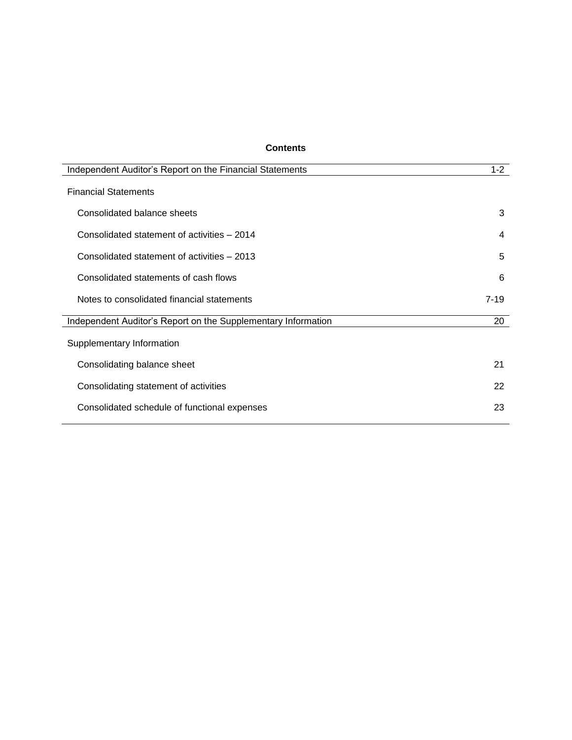## Contents

| | |
|---|---|
| Independent Auditor's Report on the Financial Statements | 1-2 |
| **Financial Statements** | |
| Consolidated balance sheets | 3 |
| Consolidated statement of activities – 2014 | 4 |
| Consolidated statement of activities – 2013 | 5 |
| Consolidated statements of cash flows | 6 |
| Notes to consolidated financial statements | 7-19 |
| Independent Auditor's Report on the Supplementary Information | 20 |
| **Supplementary Information** | |
| Consolidating balance sheet | 21 |
| Consolidating statement of activities | 22 |
| Consolidated schedule of functional expenses | 23 |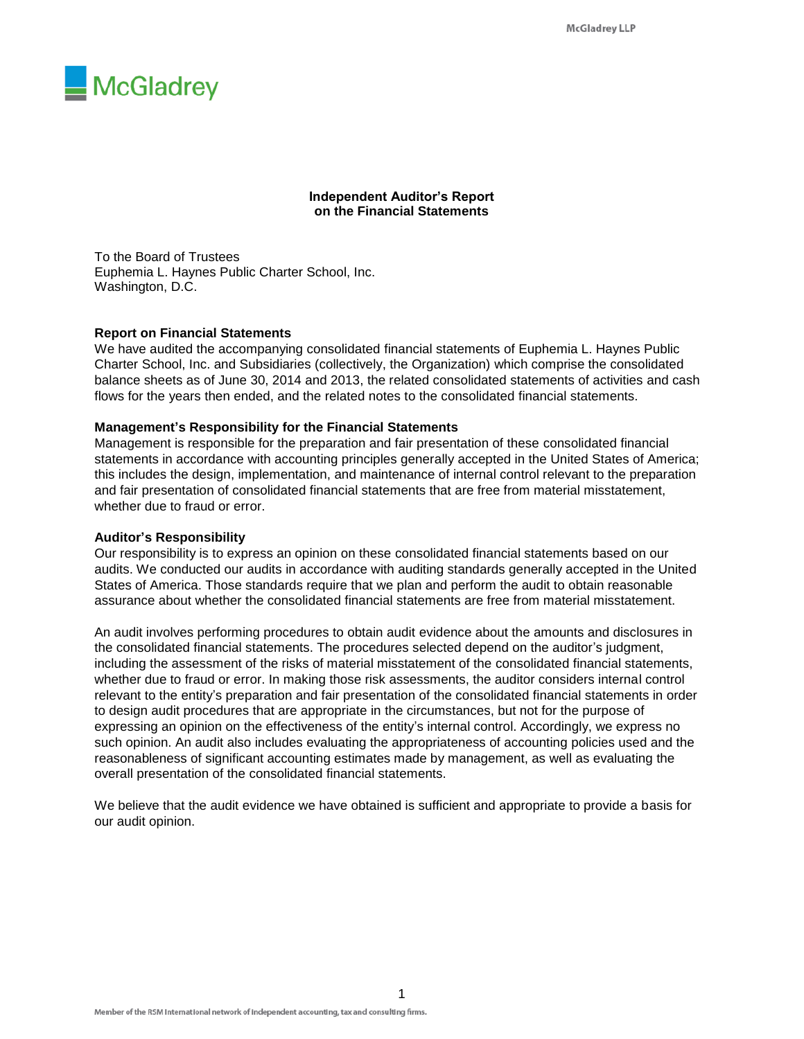# Independent Auditor's Report on the Financial Statements

To the Board of Trustees
Euphemia L. Haynes Public Charter School, Inc.
Washington, D.C.

**Report on Financial Statements**
We have audited the accompanying consolidated financial statements of Euphemia L. Haynes Public Charter School, Inc. and Subsidiaries (collectively, the Organization) which comprise the consolidated balance sheets as of June 30, 2014 and 2013, the related consolidated statements of activities and cash flows for the years then ended, and the related notes to the consolidated financial statements.

**Management's Responsibility for the Financial Statements**
Management is responsible for the preparation and fair presentation of these consolidated financial statements in accordance with accounting principles generally accepted in the United States of America; this includes the design, implementation, and maintenance of internal control relevant to the preparation and fair presentation of consolidated financial statements that are free from material misstatement, whether due to fraud or error.

**Auditor's Responsibility**
Our responsibility is to express an opinion on these consolidated financial statements based on our audits. We conducted our audits in accordance with auditing standards generally accepted in the United States of America. Those standards require that we plan and perform the audit to obtain reasonable assurance about whether the consolidated financial statements are free from material misstatement.

An audit involves performing procedures to obtain audit evidence about the amounts and disclosures in the consolidated financial statements. The procedures selected depend on the auditor's judgment, including the assessment of the risks of material misstatement of the consolidated financial statements, whether due to fraud or error. In making those risk assessments, the auditor considers internal control relevant to the entity's preparation and fair presentation of the consolidated financial statements in order to design audit procedures that are appropriate in the circumstances, but not for the purpose of expressing an opinion on the effectiveness of the entity's internal control. Accordingly, we express no such opinion. An audit also includes evaluating the appropriateness of accounting policies used and the reasonableness of significant accounting estimates made by management, as well as evaluating the overall presentation of the consolidated financial statements.

We believe that the audit evidence we have obtained is sufficient and appropriate to provide a basis for our audit opinion.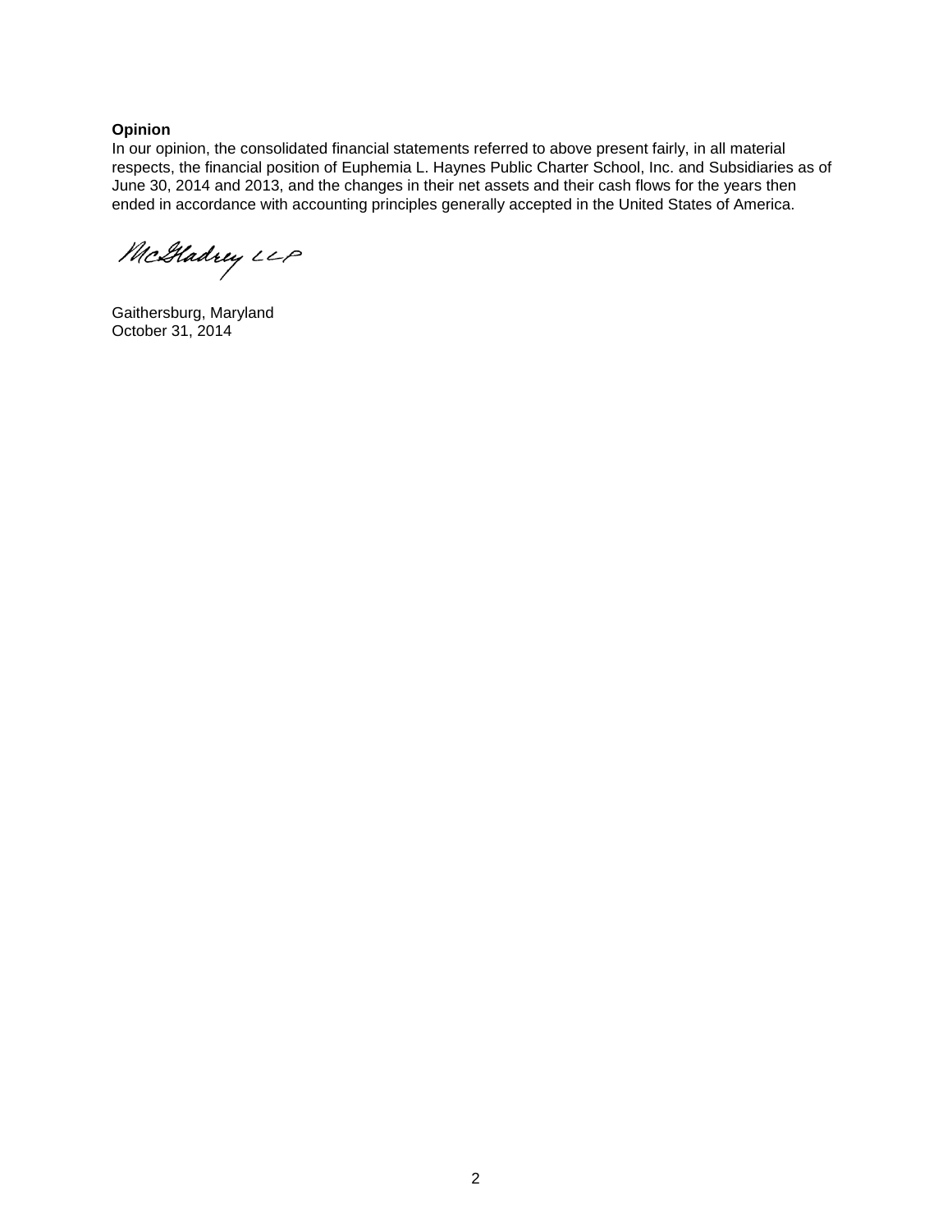**Opinion**

In our opinion, the consolidated financial statements referred to above present fairly, in all material respects, the financial position of Euphemia L. Haynes Public Charter School, Inc. and Subsidiaries as of June 30, 2014 and 2013, and the changes in their net assets and their cash flows for the years then ended in accordance with accounting principles generally accepted in the United States of America.

McGladrey LLP

Gaithersburg, Maryland
October 31, 2014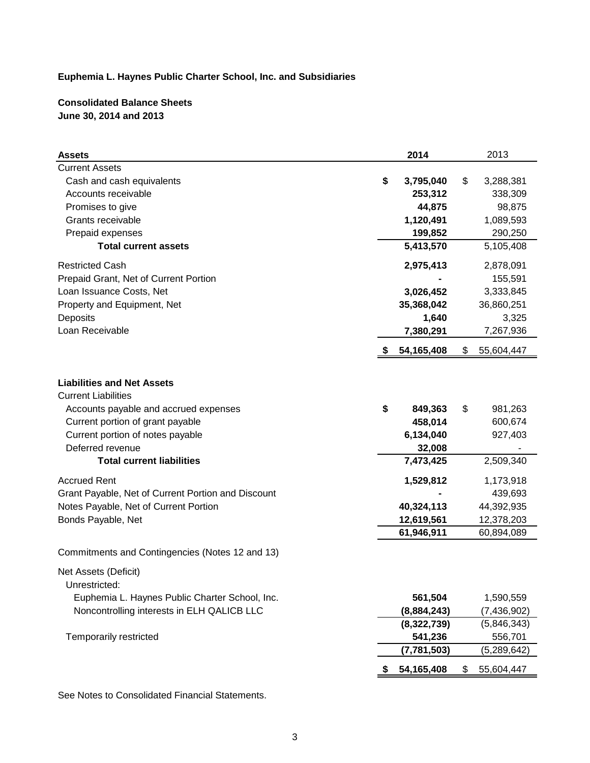**Euphemia L. Haynes Public Charter School, Inc. and Subsidiaries**

**Consolidated Balance Sheets**
**June 30, 2014 and 2013**

| **Assets** | **2014** | 2013 |
|---|---|---|
| Current Assets | | |
| Cash and cash equivalents | **$ 3,795,040** | $ 3,288,381 |
| Accounts receivable | **253,312** | 338,309 |
| Promises to give | **44,875** | 98,875 |
| Grants receivable | **1,120,491** | 1,089,593 |
| Prepaid expenses | **199,852** | 290,250 |
| **Total current assets** | **5,413,570** | 5,105,408 |
| Restricted Cash | **2,975,413** | 2,878,091 |
| Prepaid Grant, Net of Current Portion | **-** | 155,591 |
| Loan Issuance Costs, Net | **3,026,452** | 3,333,845 |
| Property and Equipment, Net | **35,368,042** | 36,860,251 |
| Deposits | **1,640** | 3,325 |
| Loan Receivable | **7,380,291** | 7,267,936 |
| | **$ 54,165,408** | $ 55,604,447 |

| **Liabilities and Net Assets** | **2014** | 2013 |
|---|---|---|
| Current Liabilities | | |
| Accounts payable and accrued expenses | **$ 849,363** | $ 981,263 |
| Current portion of grant payable | **458,014** | 600,674 |
| Current portion of notes payable | **6,134,040** | 927,403 |
| Deferred revenue | **32,008** | - |
| **Total current liabilities** | **7,473,425** | 2,509,340 |
| Accrued Rent | **1,529,812** | 1,173,918 |
| Grant Payable, Net of Current Portion and Discount | **-** | 439,693 |
| Notes Payable, Net of Current Portion | **40,324,113** | 44,392,935 |
| Bonds Payable, Net | **12,619,561** | 12,378,203 |
| | **61,946,911** | 60,894,089 |
| Commitments and Contingencies (Notes 12 and 13) | | |
| Net Assets (Deficit) | | |
| Unrestricted: | | |
| Euphemia L. Haynes Public Charter School, Inc. | **561,504** | 1,590,559 |
| Noncontrolling interests in ELH QALICB LLC | **(8,884,243)** | (7,436,902) |
| | **(8,322,739)** | (5,846,343) |
| Temporarily restricted | **541,236** | 556,701 |
| | **(7,781,503)** | (5,289,642) |
| | **$ 54,165,408** | $ 55,604,447 |

See Notes to Consolidated Financial Statements.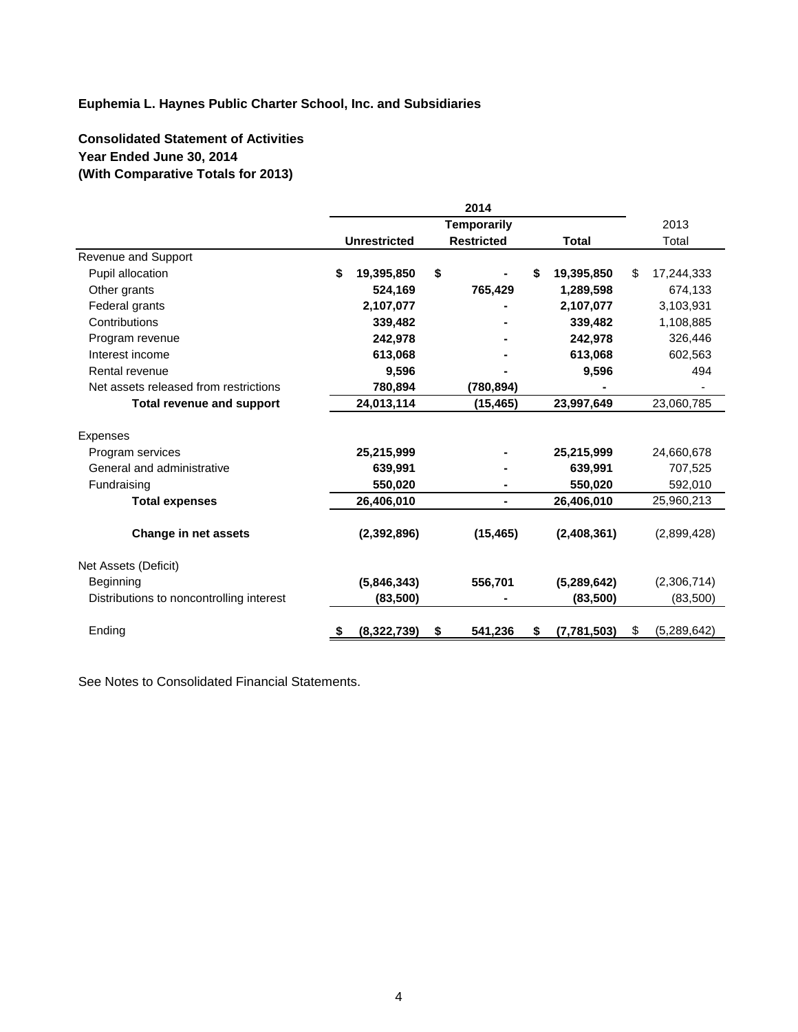**Euphemia L. Haynes Public Charter School, Inc. and Subsidiaries**

**Consolidated Statement of Activities**
**Year Ended June 30, 2014**
**(With Comparative Totals for 2013)**

| | 2014 | | | 2013 |
|---|---|---|---|---|
| | **Unrestricted** | **Temporarily Restricted** | **Total** | Total |
| Revenue and Support | | | | |
| Pupil allocation | **$ 19,395,850** | **$ -** | **$ 19,395,850** | $ 17,244,333 |
| Other grants | **524,169** | **765,429** | **1,289,598** | 674,133 |
| Federal grants | **2,107,077** | **-** | **2,107,077** | 3,103,931 |
| Contributions | **339,482** | **-** | **339,482** | 1,108,885 |
| Program revenue | **242,978** | **-** | **242,978** | 326,446 |
| Interest income | **613,068** | **-** | **613,068** | 602,563 |
| Rental revenue | **9,596** | **-** | **9,596** | 494 |
| Net assets released from restrictions | **780,894** | **(780,894)** | **-** | - |
| **Total revenue and support** | **24,013,114** | **(15,465)** | **23,997,649** | 23,060,785 |
| Expenses | | | | |
| Program services | **25,215,999** | **-** | **25,215,999** | 24,660,678 |
| General and administrative | **639,991** | **-** | **639,991** | 707,525 |
| Fundraising | **550,020** | **-** | **550,020** | 592,010 |
| **Total expenses** | **26,406,010** | **-** | **26,406,010** | 25,960,213 |
| **Change in net assets** | **(2,392,896)** | **(15,465)** | **(2,408,361)** | (2,899,428) |
| Net Assets (Deficit) | | | | |
| Beginning | **(5,846,343)** | **556,701** | **(5,289,642)** | (2,306,714) |
| Distributions to noncontrolling interest | **(83,500)** | **-** | **(83,500)** | (83,500) |
| Ending | **$ (8,322,739)** | **$ 541,236** | **$ (7,781,503)** | $ (5,289,642) |

See Notes to Consolidated Financial Statements.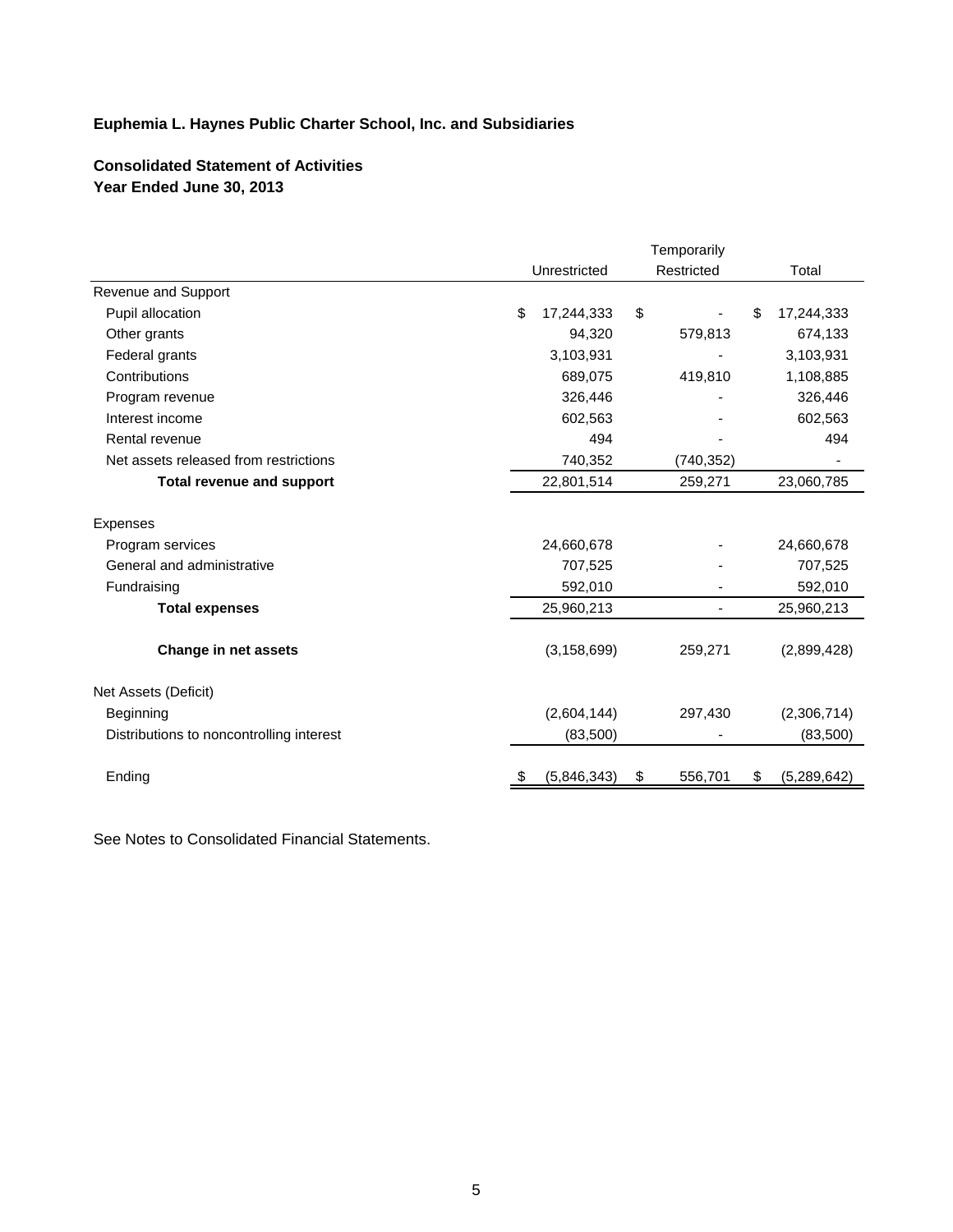**Euphemia L. Haynes Public Charter School, Inc. and Subsidiaries**

**Consolidated Statement of Activities**
**Year Ended June 30, 2013**

| | Unrestricted | Temporarily Restricted | Total |
|---|---|---|---|
| Revenue and Support | | | |
| Pupil allocation | $ 17,244,333 | $ - | $ 17,244,333 |
| Other grants | 94,320 | 579,813 | 674,133 |
| Federal grants | 3,103,931 | - | 3,103,931 |
| Contributions | 689,075 | 419,810 | 1,108,885 |
| Program revenue | 326,446 | - | 326,446 |
| Interest income | 602,563 | - | 602,563 |
| Rental revenue | 494 | - | 494 |
| Net assets released from restrictions | 740,352 | (740,352) | - |
| **Total revenue and support** | 22,801,514 | 259,271 | 23,060,785 |
| Expenses | | | |
| Program services | 24,660,678 | - | 24,660,678 |
| General and administrative | 707,525 | - | 707,525 |
| Fundraising | 592,010 | - | 592,010 |
| **Total expenses** | 25,960,213 | - | 25,960,213 |
| **Change in net assets** | (3,158,699) | 259,271 | (2,899,428) |
| Net Assets (Deficit) | | | |
| Beginning | (2,604,144) | 297,430 | (2,306,714) |
| Distributions to noncontrolling interest | (83,500) | - | (83,500) |
| Ending | $ (5,846,343) | $ 556,701 | $ (5,289,642) |

See Notes to Consolidated Financial Statements.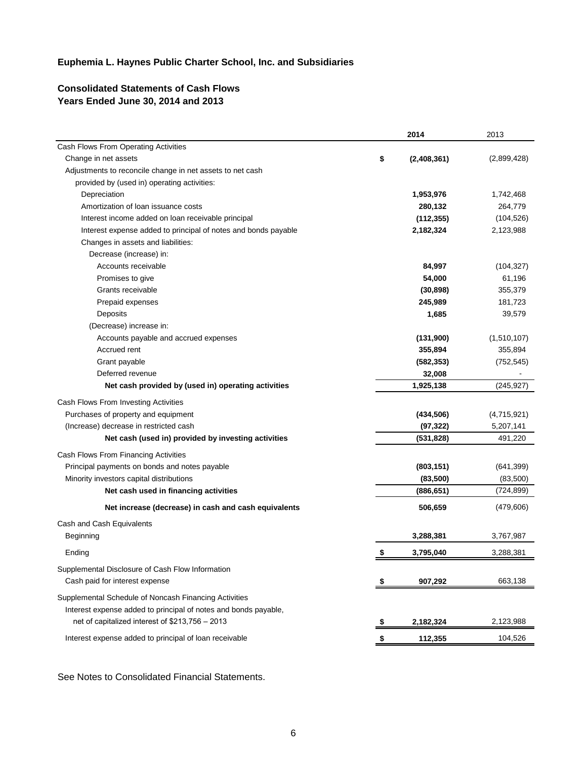## Euphemia L. Haynes Public Charter School, Inc. and Subsidiaries

### Consolidated Statements of Cash Flows
### Years Ended June 30, 2014 and 2013

| | 2014 | 2013 |
|---|---|---|
| Cash Flows From Operating Activities | | |
| Change in net assets | $ (2,408,361) | (2,899,428) |
| Adjustments to reconcile change in net assets to net cash provided by (used in) operating activities: | | |
| Depreciation | 1,953,976 | 1,742,468 |
| Amortization of loan issuance costs | 280,132 | 264,779 |
| Interest income added on loan receivable principal | (112,355) | (104,526) |
| Interest expense added to principal of notes and bonds payable | 2,182,324 | 2,123,988 |
| Changes in assets and liabilities: | | |
| Decrease (increase) in: | | |
| Accounts receivable | 84,997 | (104,327) |
| Promises to give | 54,000 | 61,196 |
| Grants receivable | (30,898) | 355,379 |
| Prepaid expenses | 245,989 | 181,723 |
| Deposits | 1,685 | 39,579 |
| (Decrease) increase in: | | |
| Accounts payable and accrued expenses | (131,900) | (1,510,107) |
| Accrued rent | 355,894 | 355,894 |
| Grant payable | (582,353) | (752,545) |
| Deferred revenue | 32,008 | - |
| **Net cash provided by (used in) operating activities** | 1,925,138 | (245,927) |
| Cash Flows From Investing Activities | | |
| Purchases of property and equipment | (434,506) | (4,715,921) |
| (Increase) decrease in restricted cash | (97,322) | 5,207,141 |
| **Net cash (used in) provided by investing activities** | (531,828) | 491,220 |
| Cash Flows From Financing Activities | | |
| Principal payments on bonds and notes payable | (803,151) | (641,399) |
| Minority investors capital distributions | (83,500) | (83,500) |
| **Net cash used in financing activities** | (886,651) | (724,899) |
| **Net increase (decrease) in cash and cash equivalents** | 506,659 | (479,606) |
| Cash and Cash Equivalents | | |
| Beginning | 3,288,381 | 3,767,987 |
| Ending | $ 3,795,040 | 3,288,381 |
| Supplemental Disclosure of Cash Flow Information | | |
| Cash paid for interest expense | $ 907,292 | 663,138 |
| Supplemental Schedule of Noncash Financing Activities | | |
| Interest expense added to principal of notes and bonds payable, net of capitalized interest of $213,756 – 2013 | $ 2,182,324 | 2,123,988 |
| Interest expense added to principal of loan receivable | $ 112,355 | 104,526 |

See Notes to Consolidated Financial Statements.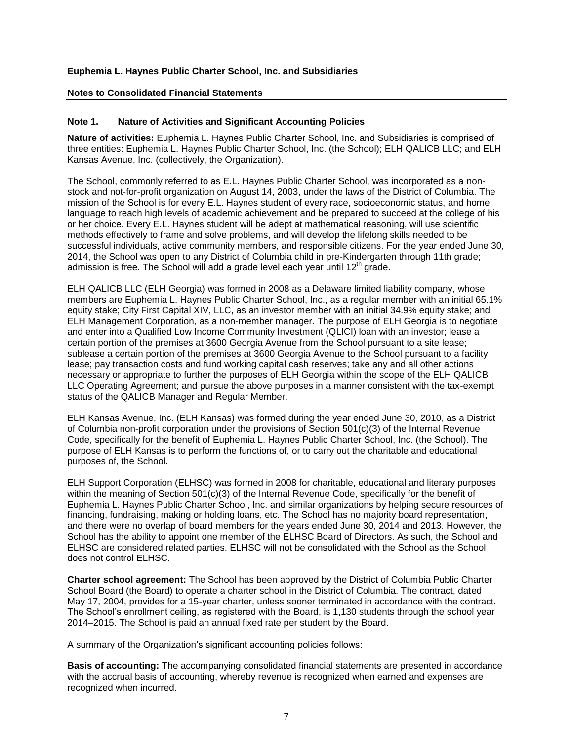**Euphemia L. Haynes Public Charter School, Inc. and Subsidiaries**

**Notes to Consolidated Financial Statements**

## Note 1. Nature of Activities and Significant Accounting Policies

**Nature of activities:** Euphemia L. Haynes Public Charter School, Inc. and Subsidiaries is comprised of three entities: Euphemia L. Haynes Public Charter School, Inc. (the School); ELH QALICB LLC; and ELH Kansas Avenue, Inc. (collectively, the Organization).

The School, commonly referred to as E.L. Haynes Public Charter School, was incorporated as a non-stock and not-for-profit organization on August 14, 2003, under the laws of the District of Columbia. The mission of the School is for every E.L. Haynes student of every race, socioeconomic status, and home language to reach high levels of academic achievement and be prepared to succeed at the college of his or her choice. Every E.L. Haynes student will be adept at mathematical reasoning, will use scientific methods effectively to frame and solve problems, and will develop the lifelong skills needed to be successful individuals, active community members, and responsible citizens. For the year ended June 30, 2014, the School was open to any District of Columbia child in pre-Kindergarten through 11th grade; admission is free. The School will add a grade level each year until 12th grade.

ELH QALICB LLC (ELH Georgia) was formed in 2008 as a Delaware limited liability company, whose members are Euphemia L. Haynes Public Charter School, Inc., as a regular member with an initial 65.1% equity stake; City First Capital XIV, LLC, as an investor member with an initial 34.9% equity stake; and ELH Management Corporation, as a non-member manager. The purpose of ELH Georgia is to negotiate and enter into a Qualified Low Income Community Investment (QLICI) loan with an investor; lease a certain portion of the premises at 3600 Georgia Avenue from the School pursuant to a site lease; sublease a certain portion of the premises at 3600 Georgia Avenue to the School pursuant to a facility lease; pay transaction costs and fund working capital cash reserves; take any and all other actions necessary or appropriate to further the purposes of ELH Georgia within the scope of the ELH QALICB LLC Operating Agreement; and pursue the above purposes in a manner consistent with the tax-exempt status of the QALICB Manager and Regular Member.

ELH Kansas Avenue, Inc. (ELH Kansas) was formed during the year ended June 30, 2010, as a District of Columbia non-profit corporation under the provisions of Section 501(c)(3) of the Internal Revenue Code, specifically for the benefit of Euphemia L. Haynes Public Charter School, Inc. (the School). The purpose of ELH Kansas is to perform the functions of, or to carry out the charitable and educational purposes of, the School.

ELH Support Corporation (ELHSC) was formed in 2008 for charitable, educational and literary purposes within the meaning of Section 501(c)(3) of the Internal Revenue Code, specifically for the benefit of Euphemia L. Haynes Public Charter School, Inc. and similar organizations by helping secure resources of financing, fundraising, making or holding loans, etc. The School has no majority board representation, and there were no overlap of board members for the years ended June 30, 2014 and 2013. However, the School has the ability to appoint one member of the ELHSC Board of Directors. As such, the School and ELHSC are considered related parties. ELHSC will not be consolidated with the School as the School does not control ELHSC.

**Charter school agreement:** The School has been approved by the District of Columbia Public Charter School Board (the Board) to operate a charter school in the District of Columbia. The contract, dated May 17, 2004, provides for a 15-year charter, unless sooner terminated in accordance with the contract. The School's enrollment ceiling, as registered with the Board, is 1,130 students through the school year 2014–2015. The School is paid an annual fixed rate per student by the Board.

A summary of the Organization's significant accounting policies follows:

**Basis of accounting:** The accompanying consolidated financial statements are presented in accordance with the accrual basis of accounting, whereby revenue is recognized when earned and expenses are recognized when incurred.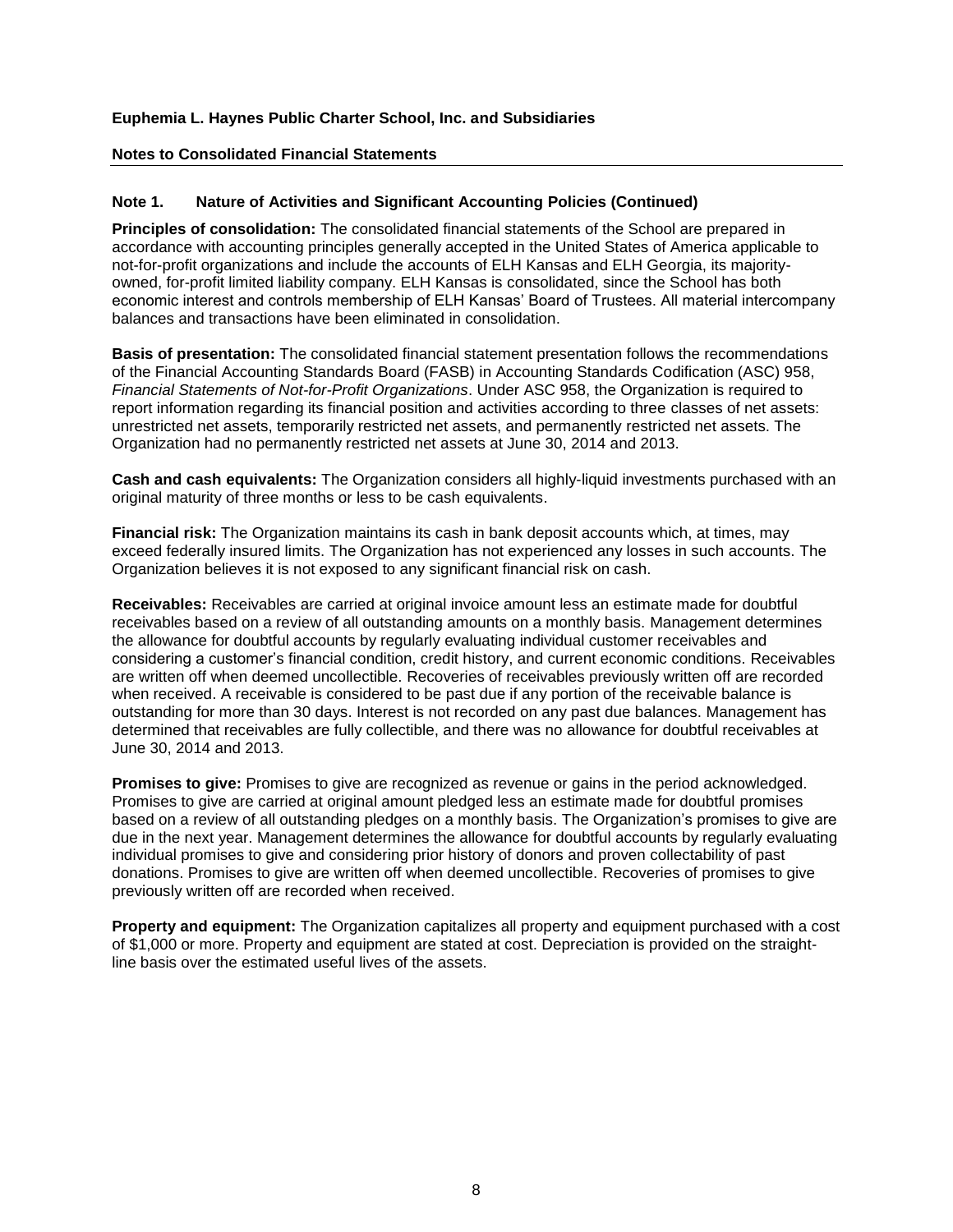**Euphemia L. Haynes Public Charter School, Inc. and Subsidiaries**

**Notes to Consolidated Financial Statements**

### Note 1. Nature of Activities and Significant Accounting Policies (Continued)

**Principles of consolidation:** The consolidated financial statements of the School are prepared in accordance with accounting principles generally accepted in the United States of America applicable to not-for-profit organizations and include the accounts of ELH Kansas and ELH Georgia, its majority-owned, for-profit limited liability company. ELH Kansas is consolidated, since the School has both economic interest and controls membership of ELH Kansas' Board of Trustees. All material intercompany balances and transactions have been eliminated in consolidation.

**Basis of presentation:** The consolidated financial statement presentation follows the recommendations of the Financial Accounting Standards Board (FASB) in Accounting Standards Codification (ASC) 958, *Financial Statements of Not-for-Profit Organizations*. Under ASC 958, the Organization is required to report information regarding its financial position and activities according to three classes of net assets: unrestricted net assets, temporarily restricted net assets, and permanently restricted net assets. The Organization had no permanently restricted net assets at June 30, 2014 and 2013.

**Cash and cash equivalents:** The Organization considers all highly-liquid investments purchased with an original maturity of three months or less to be cash equivalents.

**Financial risk:** The Organization maintains its cash in bank deposit accounts which, at times, may exceed federally insured limits. The Organization has not experienced any losses in such accounts. The Organization believes it is not exposed to any significant financial risk on cash.

**Receivables:** Receivables are carried at original invoice amount less an estimate made for doubtful receivables based on a review of all outstanding amounts on a monthly basis. Management determines the allowance for doubtful accounts by regularly evaluating individual customer receivables and considering a customer's financial condition, credit history, and current economic conditions. Receivables are written off when deemed uncollectible. Recoveries of receivables previously written off are recorded when received. A receivable is considered to be past due if any portion of the receivable balance is outstanding for more than 30 days. Interest is not recorded on any past due balances. Management has determined that receivables are fully collectible, and there was no allowance for doubtful receivables at June 30, 2014 and 2013.

**Promises to give:** Promises to give are recognized as revenue or gains in the period acknowledged. Promises to give are carried at original amount pledged less an estimate made for doubtful promises based on a review of all outstanding pledges on a monthly basis. The Organization's promises to give are due in the next year. Management determines the allowance for doubtful accounts by regularly evaluating individual promises to give and considering prior history of donors and proven collectability of past donations. Promises to give are written off when deemed uncollectible. Recoveries of promises to give previously written off are recorded when received.

**Property and equipment:** The Organization capitalizes all property and equipment purchased with a cost of $1,000 or more. Property and equipment are stated at cost. Depreciation is provided on the straight-line basis over the estimated useful lives of the assets.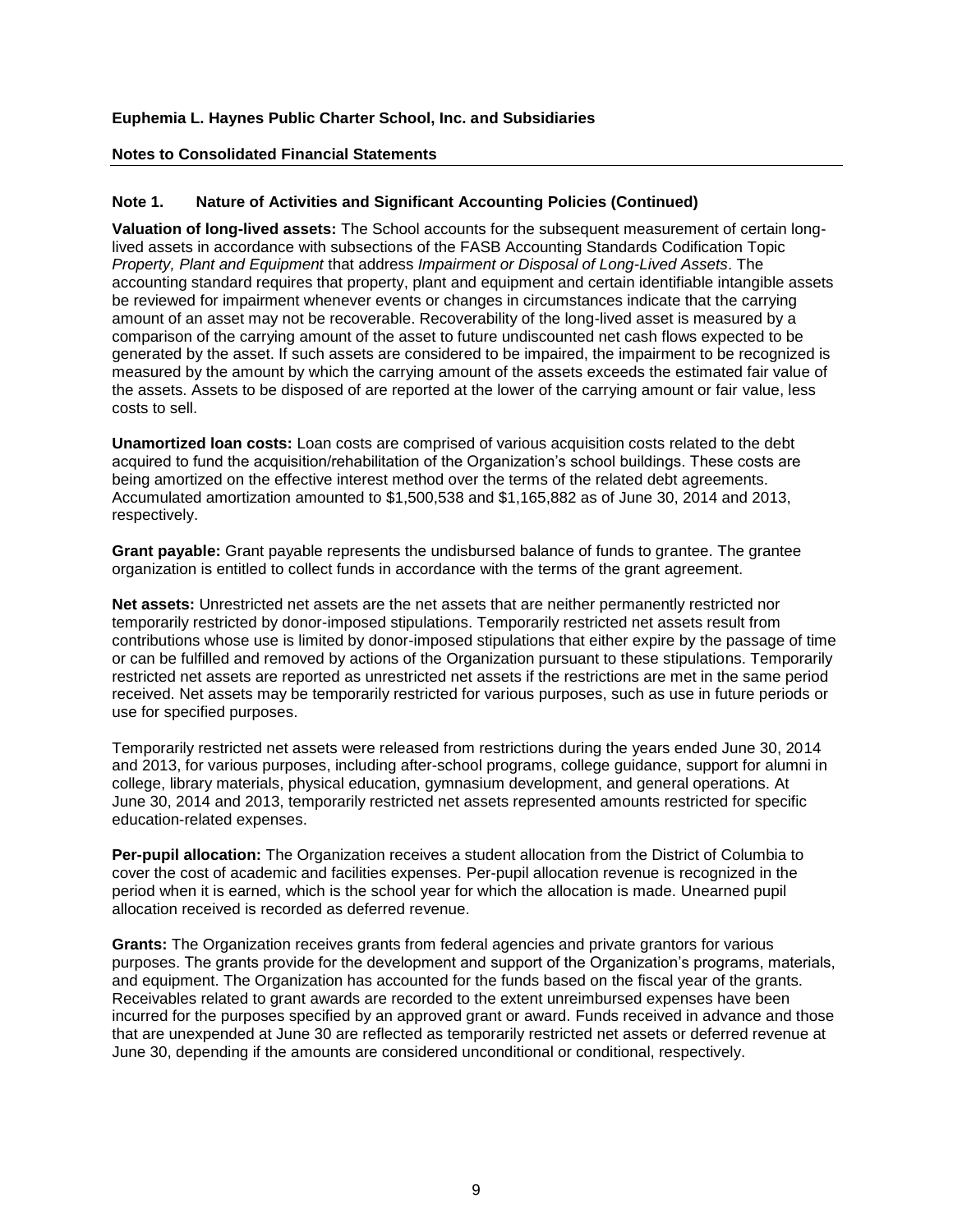**Euphemia L. Haynes Public Charter School, Inc. and Subsidiaries**

**Notes to Consolidated Financial Statements**

## Note 1. Nature of Activities and Significant Accounting Policies (Continued)

**Valuation of long-lived assets:** The School accounts for the subsequent measurement of certain long-lived assets in accordance with subsections of the FASB Accounting Standards Codification Topic *Property, Plant and Equipment* that address *Impairment or Disposal of Long-Lived Assets*. The accounting standard requires that property, plant and equipment and certain identifiable intangible assets be reviewed for impairment whenever events or changes in circumstances indicate that the carrying amount of an asset may not be recoverable. Recoverability of the long-lived asset is measured by a comparison of the carrying amount of the asset to future undiscounted net cash flows expected to be generated by the asset. If such assets are considered to be impaired, the impairment to be recognized is measured by the amount by which the carrying amount of the assets exceeds the estimated fair value of the assets. Assets to be disposed of are reported at the lower of the carrying amount or fair value, less costs to sell.

**Unamortized loan costs:** Loan costs are comprised of various acquisition costs related to the debt acquired to fund the acquisition/rehabilitation of the Organization's school buildings. These costs are being amortized on the effective interest method over the terms of the related debt agreements. Accumulated amortization amounted to $1,500,538 and $1,165,882 as of June 30, 2014 and 2013, respectively.

**Grant payable:** Grant payable represents the undisbursed balance of funds to grantee. The grantee organization is entitled to collect funds in accordance with the terms of the grant agreement.

**Net assets:** Unrestricted net assets are the net assets that are neither permanently restricted nor temporarily restricted by donor-imposed stipulations. Temporarily restricted net assets result from contributions whose use is limited by donor-imposed stipulations that either expire by the passage of time or can be fulfilled and removed by actions of the Organization pursuant to these stipulations. Temporarily restricted net assets are reported as unrestricted net assets if the restrictions are met in the same period received. Net assets may be temporarily restricted for various purposes, such as use in future periods or use for specified purposes.

Temporarily restricted net assets were released from restrictions during the years ended June 30, 2014 and 2013, for various purposes, including after-school programs, college guidance, support for alumni in college, library materials, physical education, gymnasium development, and general operations. At June 30, 2014 and 2013, temporarily restricted net assets represented amounts restricted for specific education-related expenses.

**Per-pupil allocation:** The Organization receives a student allocation from the District of Columbia to cover the cost of academic and facilities expenses. Per-pupil allocation revenue is recognized in the period when it is earned, which is the school year for which the allocation is made. Unearned pupil allocation received is recorded as deferred revenue.

**Grants:** The Organization receives grants from federal agencies and private grantors for various purposes. The grants provide for the development and support of the Organization's programs, materials, and equipment. The Organization has accounted for the funds based on the fiscal year of the grants. Receivables related to grant awards are recorded to the extent unreimbursed expenses have been incurred for the purposes specified by an approved grant or award. Funds received in advance and those that are unexpended at June 30 are reflected as temporarily restricted net assets or deferred revenue at June 30, depending if the amounts are considered unconditional or conditional, respectively.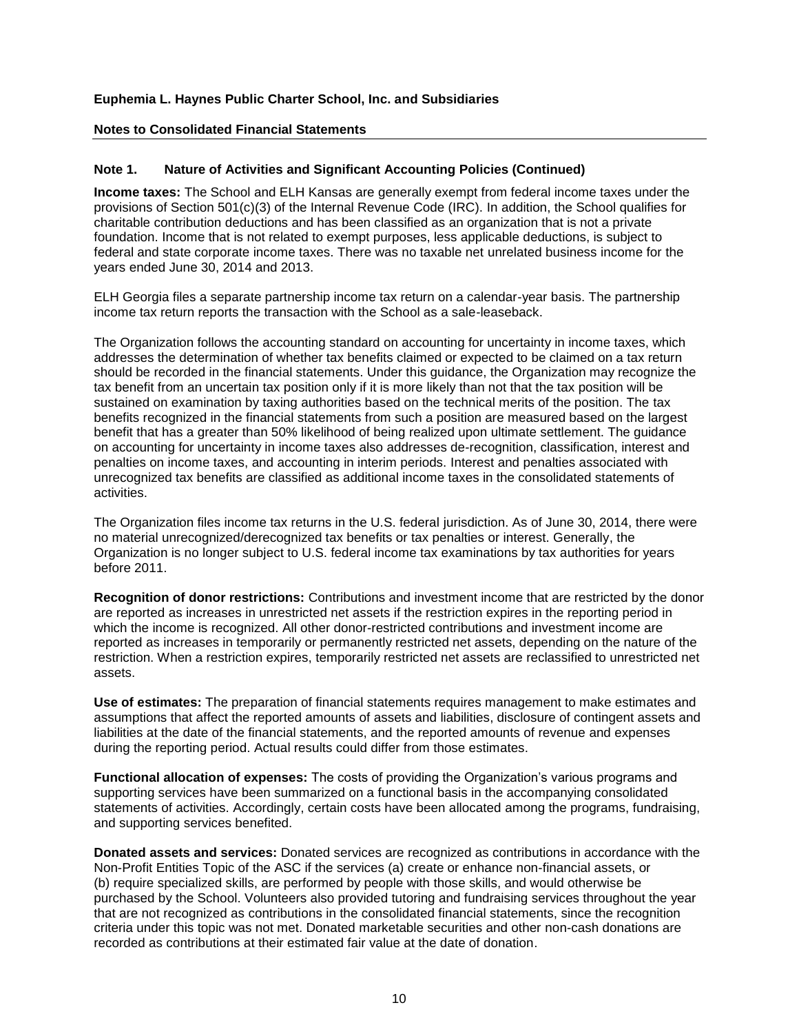**Euphemia L. Haynes Public Charter School, Inc. and Subsidiaries**

**Notes to Consolidated Financial Statements**

**Note 1. Nature of Activities and Significant Accounting Policies (Continued)**

**Income taxes:** The School and ELH Kansas are generally exempt from federal income taxes under the provisions of Section 501(c)(3) of the Internal Revenue Code (IRC). In addition, the School qualifies for charitable contribution deductions and has been classified as an organization that is not a private foundation. Income that is not related to exempt purposes, less applicable deductions, is subject to federal and state corporate income taxes. There was no taxable net unrelated business income for the years ended June 30, 2014 and 2013.

ELH Georgia files a separate partnership income tax return on a calendar-year basis. The partnership income tax return reports the transaction with the School as a sale-leaseback.

The Organization follows the accounting standard on accounting for uncertainty in income taxes, which addresses the determination of whether tax benefits claimed or expected to be claimed on a tax return should be recorded in the financial statements. Under this guidance, the Organization may recognize the tax benefit from an uncertain tax position only if it is more likely than not that the tax position will be sustained on examination by taxing authorities based on the technical merits of the position. The tax benefits recognized in the financial statements from such a position are measured based on the largest benefit that has a greater than 50% likelihood of being realized upon ultimate settlement. The guidance on accounting for uncertainty in income taxes also addresses de-recognition, classification, interest and penalties on income taxes, and accounting in interim periods. Interest and penalties associated with unrecognized tax benefits are classified as additional income taxes in the consolidated statements of activities.

The Organization files income tax returns in the U.S. federal jurisdiction. As of June 30, 2014, there were no material unrecognized/derecognized tax benefits or tax penalties or interest. Generally, the Organization is no longer subject to U.S. federal income tax examinations by tax authorities for years before 2011.

**Recognition of donor restrictions:** Contributions and investment income that are restricted by the donor are reported as increases in unrestricted net assets if the restriction expires in the reporting period in which the income is recognized. All other donor-restricted contributions and investment income are reported as increases in temporarily or permanently restricted net assets, depending on the nature of the restriction. When a restriction expires, temporarily restricted net assets are reclassified to unrestricted net assets.

**Use of estimates:** The preparation of financial statements requires management to make estimates and assumptions that affect the reported amounts of assets and liabilities, disclosure of contingent assets and liabilities at the date of the financial statements, and the reported amounts of revenue and expenses during the reporting period. Actual results could differ from those estimates.

**Functional allocation of expenses:** The costs of providing the Organization's various programs and supporting services have been summarized on a functional basis in the accompanying consolidated statements of activities. Accordingly, certain costs have been allocated among the programs, fundraising, and supporting services benefited.

**Donated assets and services:** Donated services are recognized as contributions in accordance with the Non-Profit Entities Topic of the ASC if the services (a) create or enhance non-financial assets, or (b) require specialized skills, are performed by people with those skills, and would otherwise be purchased by the School. Volunteers also provided tutoring and fundraising services throughout the year that are not recognized as contributions in the consolidated financial statements, since the recognition criteria under this topic was not met. Donated marketable securities and other non-cash donations are recorded as contributions at their estimated fair value at the date of donation.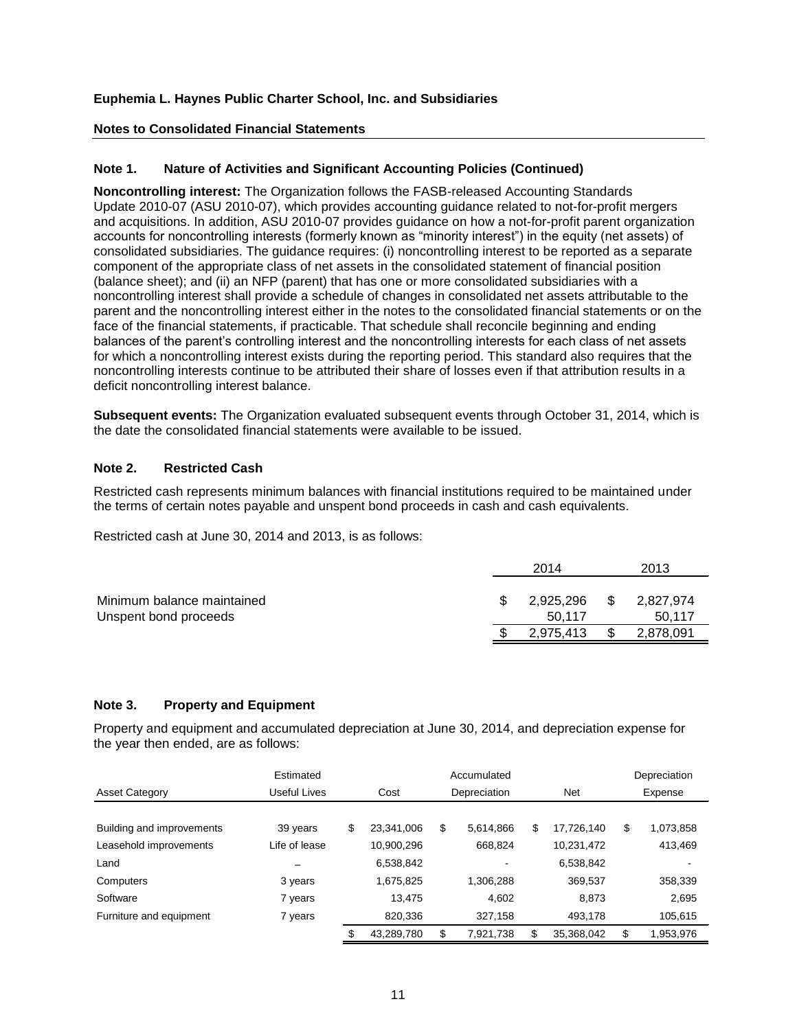**Euphemia L. Haynes Public Charter School, Inc. and Subsidiaries**

**Notes to Consolidated Financial Statements**

### Note 1. Nature of Activities and Significant Accounting Policies (Continued)

**Noncontrolling interest:** The Organization follows the FASB-released Accounting Standards Update 2010-07 (ASU 2010-07), which provides accounting guidance related to not-for-profit mergers and acquisitions. In addition, ASU 2010-07 provides guidance on how a not-for-profit parent organization accounts for noncontrolling interests (formerly known as "minority interest") in the equity (net assets) of consolidated subsidiaries. The guidance requires: (i) noncontrolling interest to be reported as a separate component of the appropriate class of net assets in the consolidated statement of financial position (balance sheet); and (ii) an NFP (parent) that has one or more consolidated subsidiaries with a noncontrolling interest shall provide a schedule of changes in consolidated net assets attributable to the parent and the noncontrolling interest either in the notes to the consolidated financial statements or on the face of the financial statements, if practicable. That schedule shall reconcile beginning and ending balances of the parent's controlling interest and the noncontrolling interests for each class of net assets for which a noncontrolling interest exists during the reporting period. This standard also requires that the noncontrolling interests continue to be attributed their share of losses even if that attribution results in a deficit noncontrolling interest balance.

**Subsequent events:** The Organization evaluated subsequent events through October 31, 2014, which is the date the consolidated financial statements were available to be issued.

### Note 2. Restricted Cash

Restricted cash represents minimum balances with financial institutions required to be maintained under the terms of certain notes payable and unspent bond proceeds in cash and cash equivalents.

Restricted cash at June 30, 2014 and 2013, is as follows:

| | 2014 | 2013 |
|---|---|---|
| Minimum balance maintained | $ 2,925,296 | $ 2,827,974 |
| Unspent bond proceeds | 50,117 | 50,117 |
| | $ 2,975,413 | $ 2,878,091 |

### Note 3. Property and Equipment

Property and equipment and accumulated depreciation at June 30, 2014, and depreciation expense for the year then ended, are as follows:

| Asset Category | Estimated Useful Lives | Cost | Accumulated Depreciation | Net | Depreciation Expense |
|---|---|---|---|---|---|
| Building and improvements | 39 years | $ 23,341,006 | $ 5,614,866 | $ 17,726,140 | $ 1,073,858 |
| Leasehold improvements | Life of lease | 10,900,296 | 668,824 | 10,231,472 | 413,469 |
| Land | – | 6,538,842 | - | 6,538,842 | - |
| Computers | 3 years | 1,675,825 | 1,306,288 | 369,537 | 358,339 |
| Software | 7 years | 13,475 | 4,602 | 8,873 | 2,695 |
| Furniture and equipment | 7 years | 820,336 | 327,158 | 493,178 | 105,615 |
| | | $ 43,289,780 | $ 7,921,738 | $ 35,368,042 | $ 1,953,976 |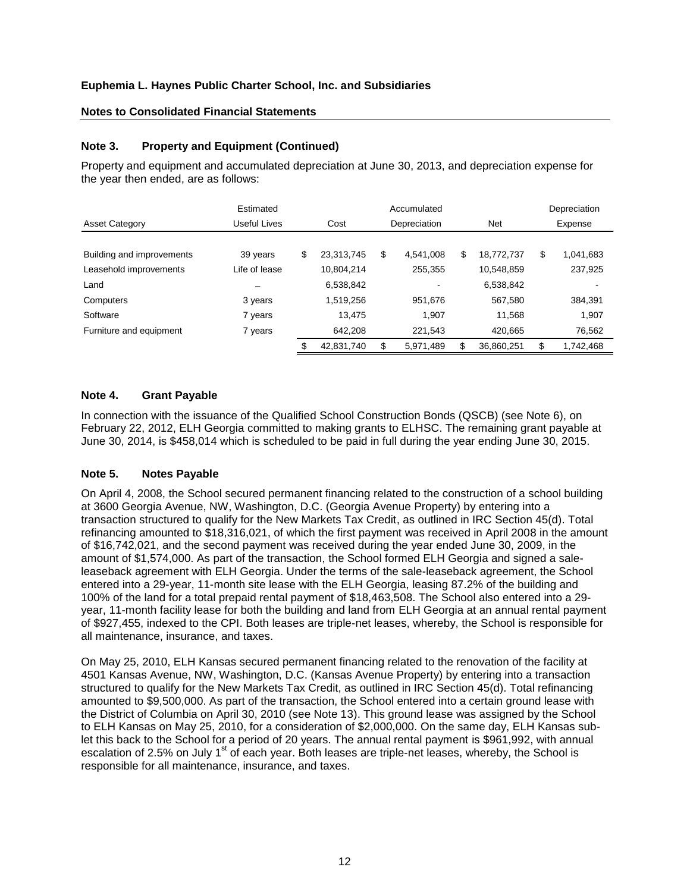**Euphemia L. Haynes Public Charter School, Inc. and Subsidiaries**

**Notes to Consolidated Financial Statements**

## Note 3. Property and Equipment (Continued)

Property and equipment and accumulated depreciation at June 30, 2013, and depreciation expense for the year then ended, are as follows:

| Asset Category | Estimated Useful Lives | Cost | Accumulated Depreciation | Net | Depreciation Expense |
|---|---|---|---|---|---|
| Building and improvements | 39 years | $ 23,313,745 | $ 4,541,008 | $ 18,772,737 | $ 1,041,683 |
| Leasehold improvements | Life of lease | 10,804,214 | 255,355 | 10,548,859 | 237,925 |
| Land | – | 6,538,842 | - | 6,538,842 | - |
| Computers | 3 years | 1,519,256 | 951,676 | 567,580 | 384,391 |
| Software | 7 years | 13,475 | 1,907 | 11,568 | 1,907 |
| Furniture and equipment | 7 years | 642,208 | 221,543 | 420,665 | 76,562 |
| | | $ 42,831,740 | $ 5,971,489 | $ 36,860,251 | $ 1,742,468 |

## Note 4. Grant Payable

In connection with the issuance of the Qualified School Construction Bonds (QSCB) (see Note 6), on February 22, 2012, ELH Georgia committed to making grants to ELHSC. The remaining grant payable at June 30, 2014, is $458,014 which is scheduled to be paid in full during the year ending June 30, 2015.

## Note 5. Notes Payable

On April 4, 2008, the School secured permanent financing related to the construction of a school building at 3600 Georgia Avenue, NW, Washington, D.C. (Georgia Avenue Property) by entering into a transaction structured to qualify for the New Markets Tax Credit, as outlined in IRC Section 45(d). Total refinancing amounted to $18,316,021, of which the first payment was received in April 2008 in the amount of $16,742,021, and the second payment was received during the year ended June 30, 2009, in the amount of $1,574,000. As part of the transaction, the School formed ELH Georgia and signed a sale-leaseback agreement with ELH Georgia. Under the terms of the sale-leaseback agreement, the School entered into a 29-year, 11-month site lease with the ELH Georgia, leasing 87.2% of the building and 100% of the land for a total prepaid rental payment of $18,463,508. The School also entered into a 29-year, 11-month facility lease for both the building and land from ELH Georgia at an annual rental payment of $927,455, indexed to the CPI. Both leases are triple-net leases, whereby, the School is responsible for all maintenance, insurance, and taxes.

On May 25, 2010, ELH Kansas secured permanent financing related to the renovation of the facility at 4501 Kansas Avenue, NW, Washington, D.C. (Kansas Avenue Property) by entering into a transaction structured to qualify for the New Markets Tax Credit, as outlined in IRC Section 45(d). Total refinancing amounted to $9,500,000. As part of the transaction, the School entered into a certain ground lease with the District of Columbia on April 30, 2010 (see Note 13). This ground lease was assigned by the School to ELH Kansas on May 25, 2010, for a consideration of $2,000,000. On the same day, ELH Kansas sub-let this back to the School for a period of 20 years. The annual rental payment is $961,992, with annual escalation of 2.5% on July 1st of each year. Both leases are triple-net leases, whereby, the School is responsible for all maintenance, insurance, and taxes.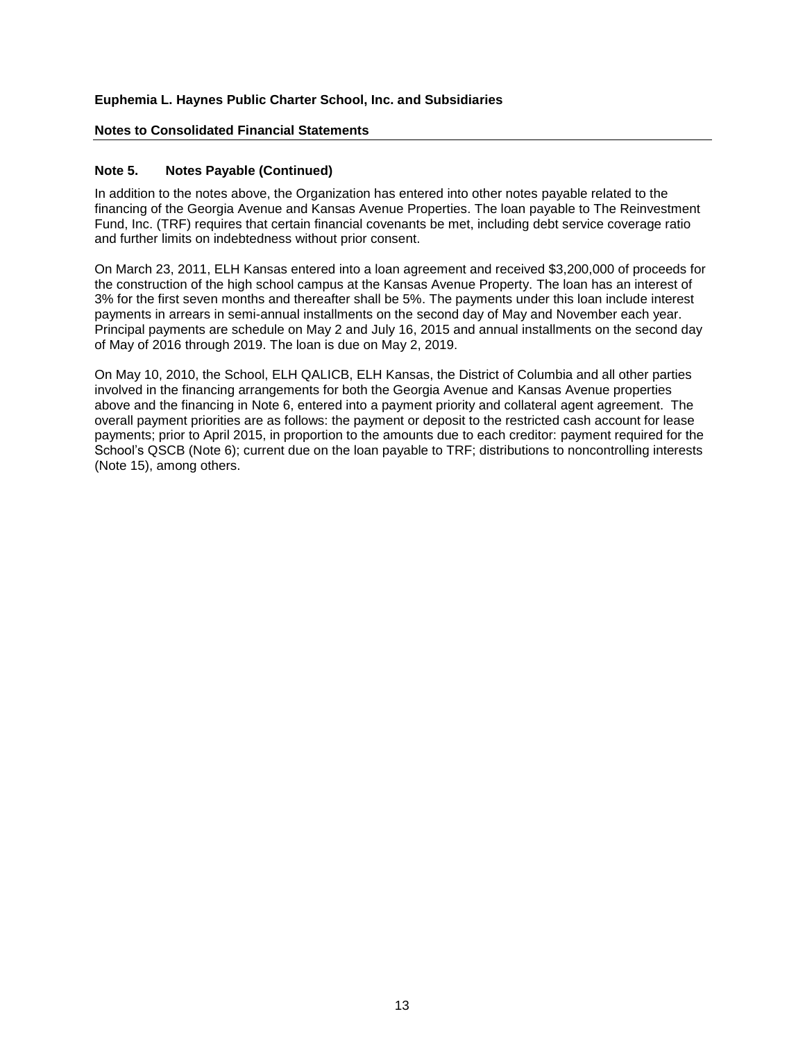**Euphemia L. Haynes Public Charter School, Inc. and Subsidiaries**

**Notes to Consolidated Financial Statements**

## Note 5. Notes Payable (Continued)

In addition to the notes above, the Organization has entered into other notes payable related to the financing of the Georgia Avenue and Kansas Avenue Properties. The loan payable to The Reinvestment Fund, Inc. (TRF) requires that certain financial covenants be met, including debt service coverage ratio and further limits on indebtedness without prior consent.

On March 23, 2011, ELH Kansas entered into a loan agreement and received $3,200,000 of proceeds for the construction of the high school campus at the Kansas Avenue Property. The loan has an interest of 3% for the first seven months and thereafter shall be 5%. The payments under this loan include interest payments in arrears in semi-annual installments on the second day of May and November each year. Principal payments are schedule on May 2 and July 16, 2015 and annual installments on the second day of May of 2016 through 2019. The loan is due on May 2, 2019.

On May 10, 2010, the School, ELH QALICB, ELH Kansas, the District of Columbia and all other parties involved in the financing arrangements for both the Georgia Avenue and Kansas Avenue properties above and the financing in Note 6, entered into a payment priority and collateral agent agreement. The overall payment priorities are as follows: the payment or deposit to the restricted cash account for lease payments; prior to April 2015, in proportion to the amounts due to each creditor: payment required for the School's QSCB (Note 6); current due on the loan payable to TRF; distributions to noncontrolling interests (Note 15), among others.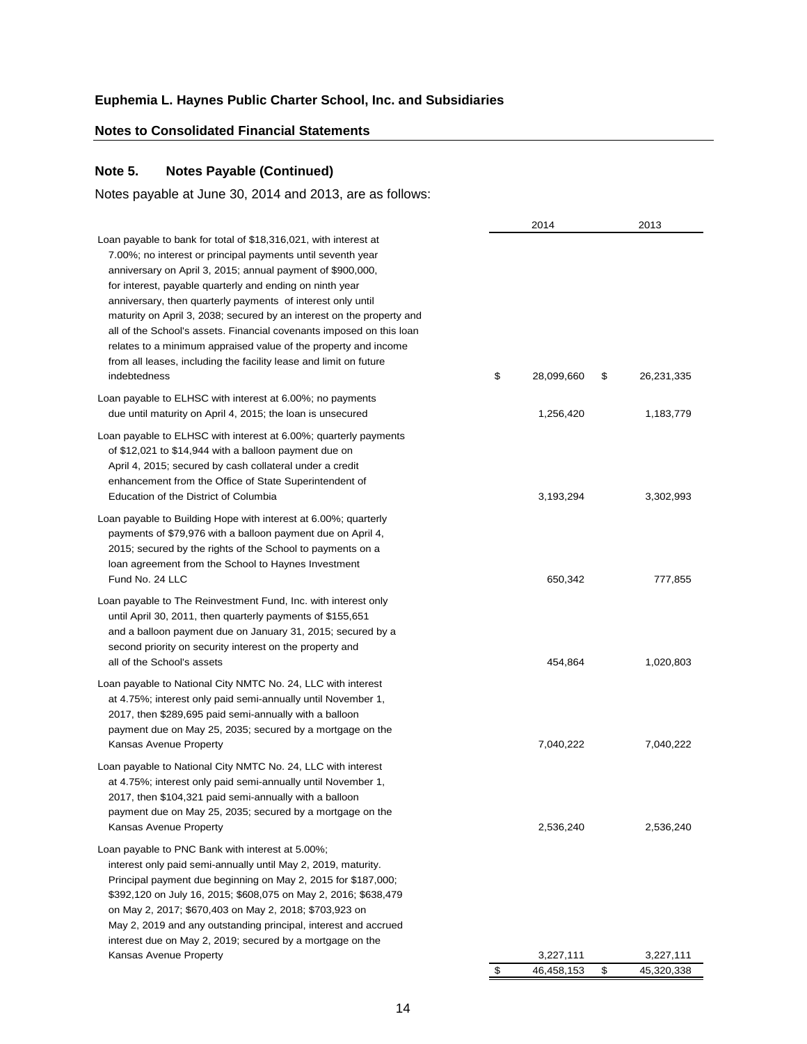**Euphemia L. Haynes Public Charter School, Inc. and Subsidiaries**

**Notes to Consolidated Financial Statements**

## Note 5. Notes Payable (Continued)

Notes payable at June 30, 2014 and 2013, are as follows:

| | 2014 | 2013 |
|---|---|---|
| Loan payable to bank for total of $18,316,021, with interest at 7.00%; no interest or principal payments until seventh year anniversary on April 3, 2015; annual payment of $900,000, for interest, payable quarterly and ending on ninth year anniversary, then quarterly payments of interest only until maturity on April 3, 2038; secured by an interest on the property and all of the School's assets. Financial covenants imposed on this loan relates to a minimum appraised value of the property and income from all leases, including the facility lease and limit on future indebtedness | $ 28,099,660 | $ 26,231,335 |
| Loan payable to ELHSC with interest at 6.00%; no payments due until maturity on April 4, 2015; the loan is unsecured | 1,256,420 | 1,183,779 |
| Loan payable to ELHSC with interest at 6.00%; quarterly payments of $12,021 to $14,944 with a balloon payment due on April 4, 2015; secured by cash collateral under a credit enhancement from the Office of State Superintendent of Education of the District of Columbia | 3,193,294 | 3,302,993 |
| Loan payable to Building Hope with interest at 6.00%; quarterly payments of $79,976 with a balloon payment due on April 4, 2015; secured by the rights of the School to payments on a loan agreement from the School to Haynes Investment Fund No. 24 LLC | 650,342 | 777,855 |
| Loan payable to The Reinvestment Fund, Inc. with interest only until April 30, 2011, then quarterly payments of $155,651 and a balloon payment due on January 31, 2015; secured by a second priority on security interest on the property and all of the School's assets | 454,864 | 1,020,803 |
| Loan payable to National City NMTC No. 24, LLC with interest at 4.75%; interest only paid semi-annually until November 1, 2017, then $289,695 paid semi-annually with a balloon payment due on May 25, 2035; secured by a mortgage on the Kansas Avenue Property | 7,040,222 | 7,040,222 |
| Loan payable to National City NMTC No. 24, LLC with interest at 4.75%; interest only paid semi-annually until November 1, 2017, then $104,321 paid semi-annually with a balloon payment due on May 25, 2035; secured by a mortgage on the Kansas Avenue Property | 2,536,240 | 2,536,240 |
| Loan payable to PNC Bank with interest at 5.00%; interest only paid semi-annually until May 2, 2019, maturity. Principal payment due beginning on May 2, 2015 for $187,000; $392,120 on July 16, 2015; $608,075 on May 2, 2016; $638,479 on May 2, 2017; $670,403 on May 2, 2018; $703,923 on May 2, 2019 and any outstanding principal, interest and accrued interest due on May 2, 2019; secured by a mortgage on the Kansas Avenue Property | 3,227,111 | 3,227,111 |
| | $ 46,458,153 | $ 45,320,338 |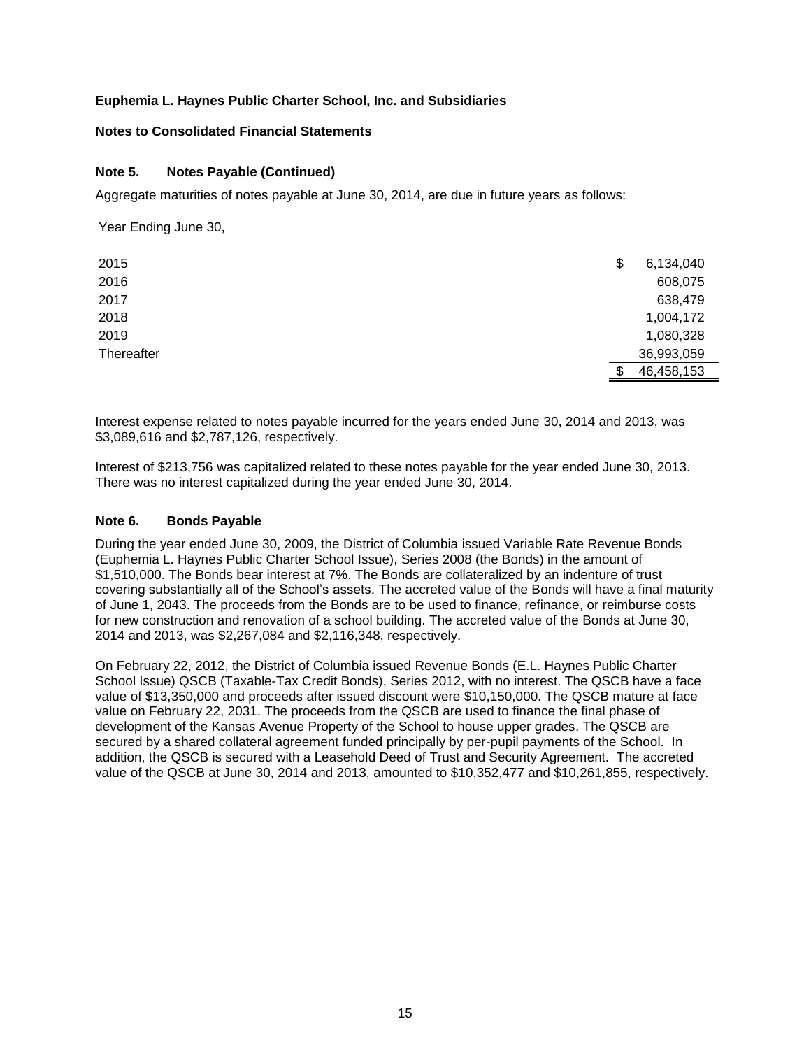**Euphemia L. Haynes Public Charter School, Inc. and Subsidiaries**

**Notes to Consolidated Financial Statements**

### Note 5. Notes Payable (Continued)

Aggregate maturities of notes payable at June 30, 2014, are due in future years as follows:

| Year Ending June 30, | |
|---|---|
| 2015 | $ 6,134,040 |
| 2016 | 608,075 |
| 2017 | 638,479 |
| 2018 | 1,004,172 |
| 2019 | 1,080,328 |
| Thereafter | 36,993,059 |
| | $ 46,458,153 |

Interest expense related to notes payable incurred for the years ended June 30, 2014 and 2013, was $3,089,616 and $2,787,126, respectively.

Interest of $213,756 was capitalized related to these notes payable for the year ended June 30, 2013. There was no interest capitalized during the year ended June 30, 2014.

### Note 6. Bonds Payable

During the year ended June 30, 2009, the District of Columbia issued Variable Rate Revenue Bonds (Euphemia L. Haynes Public Charter School Issue), Series 2008 (the Bonds) in the amount of $1,510,000. The Bonds bear interest at 7%. The Bonds are collateralized by an indenture of trust covering substantially all of the School's assets. The accreted value of the Bonds will have a final maturity of June 1, 2043. The proceeds from the Bonds are to be used to finance, refinance, or reimburse costs for new construction and renovation of a school building. The accreted value of the Bonds at June 30, 2014 and 2013, was $2,267,084 and $2,116,348, respectively.

On February 22, 2012, the District of Columbia issued Revenue Bonds (E.L. Haynes Public Charter School Issue) QSCB (Taxable-Tax Credit Bonds), Series 2012, with no interest. The QSCB have a face value of $13,350,000 and proceeds after issued discount were $10,150,000. The QSCB mature at face value on February 22, 2031. The proceeds from the QSCB are used to finance the final phase of development of the Kansas Avenue Property of the School to house upper grades. The QSCB are secured by a shared collateral agreement funded principally by per-pupil payments of the School. In addition, the QSCB is secured with a Leasehold Deed of Trust and Security Agreement. The accreted value of the QSCB at June 30, 2014 and 2013, amounted to $10,352,477 and $10,261,855, respectively.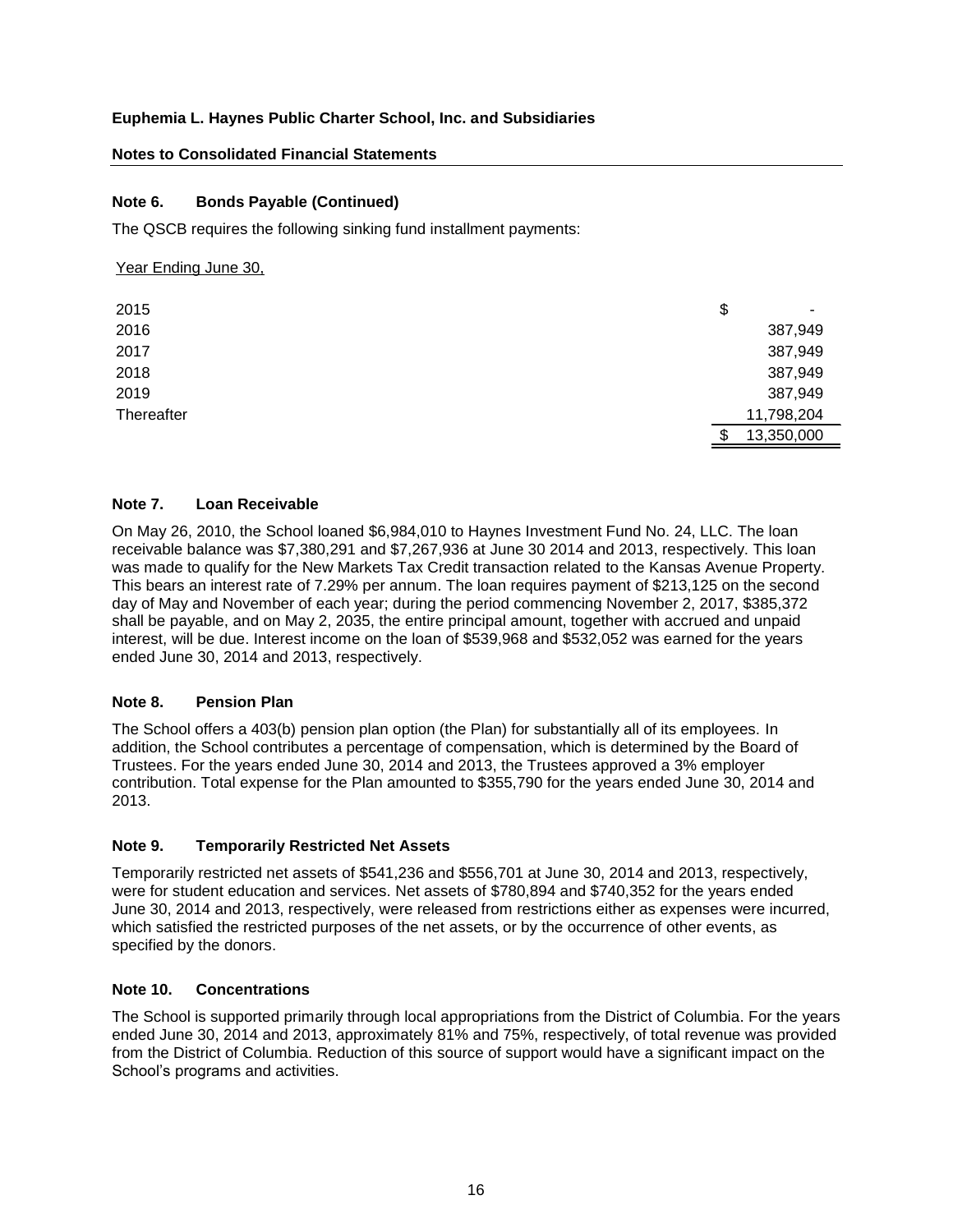**Euphemia L. Haynes Public Charter School, Inc. and Subsidiaries**

**Notes to Consolidated Financial Statements**

### Note 6. Bonds Payable (Continued)

The QSCB requires the following sinking fund installment payments:

| Year Ending June 30, | |
|---|---|
| 2015 | $ - |
| 2016 | 387,949 |
| 2017 | 387,949 |
| 2018 | 387,949 |
| 2019 | 387,949 |
| Thereafter | 11,798,204 |
| | $ 13,350,000 |

### Note 7. Loan Receivable

On May 26, 2010, the School loaned $6,984,010 to Haynes Investment Fund No. 24, LLC. The loan receivable balance was $7,380,291 and $7,267,936 at June 30 2014 and 2013, respectively. This loan was made to qualify for the New Markets Tax Credit transaction related to the Kansas Avenue Property. This bears an interest rate of 7.29% per annum. The loan requires payment of $213,125 on the second day of May and November of each year; during the period commencing November 2, 2017, $385,372 shall be payable, and on May 2, 2035, the entire principal amount, together with accrued and unpaid interest, will be due. Interest income on the loan of $539,968 and $532,052 was earned for the years ended June 30, 2014 and 2013, respectively.

### Note 8. Pension Plan

The School offers a 403(b) pension plan option (the Plan) for substantially all of its employees. In addition, the School contributes a percentage of compensation, which is determined by the Board of Trustees. For the years ended June 30, 2014 and 2013, the Trustees approved a 3% employer contribution. Total expense for the Plan amounted to $355,790 for the years ended June 30, 2014 and 2013.

### Note 9. Temporarily Restricted Net Assets

Temporarily restricted net assets of $541,236 and $556,701 at June 30, 2014 and 2013, respectively, were for student education and services. Net assets of $780,894 and $740,352 for the years ended June 30, 2014 and 2013, respectively, were released from restrictions either as expenses were incurred, which satisfied the restricted purposes of the net assets, or by the occurrence of other events, as specified by the donors.

### Note 10. Concentrations

The School is supported primarily through local appropriations from the District of Columbia. For the years ended June 30, 2014 and 2013, approximately 81% and 75%, respectively, of total revenue was provided from the District of Columbia. Reduction of this source of support would have a significant impact on the School's programs and activities.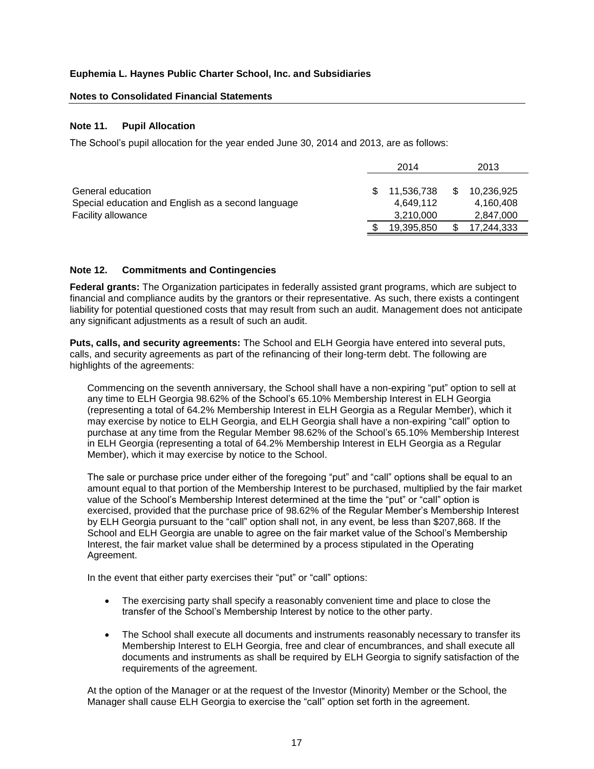**Euphemia L. Haynes Public Charter School, Inc. and Subsidiaries**

**Notes to Consolidated Financial Statements**

### Note 11. Pupil Allocation

The School's pupil allocation for the year ended June 30, 2014 and 2013, are as follows:

| | 2014 | 2013 |
|---|---|---|
| General education | $ 11,536,738 | $ 10,236,925 |
| Special education and English as a second language | 4,649,112 | 4,160,408 |
| Facility allowance | 3,210,000 | 2,847,000 |
| | $ 19,395,850 | $ 17,244,333 |

### Note 12. Commitments and Contingencies

**Federal grants:** The Organization participates in federally assisted grant programs, which are subject to financial and compliance audits by the grantors or their representative. As such, there exists a contingent liability for potential questioned costs that may result from such an audit. Management does not anticipate any significant adjustments as a result of such an audit.

**Puts, calls, and security agreements:** The School and ELH Georgia have entered into several puts, calls, and security agreements as part of the refinancing of their long-term debt. The following are highlights of the agreements:

Commencing on the seventh anniversary, the School shall have a non-expiring "put" option to sell at any time to ELH Georgia 98.62% of the School's 65.10% Membership Interest in ELH Georgia (representing a total of 64.2% Membership Interest in ELH Georgia as a Regular Member), which it may exercise by notice to ELH Georgia, and ELH Georgia shall have a non-expiring "call" option to purchase at any time from the Regular Member 98.62% of the School's 65.10% Membership Interest in ELH Georgia (representing a total of 64.2% Membership Interest in ELH Georgia as a Regular Member), which it may exercise by notice to the School.

The sale or purchase price under either of the foregoing "put" and "call" options shall be equal to an amount equal to that portion of the Membership Interest to be purchased, multiplied by the fair market value of the School's Membership Interest determined at the time the "put" or "call" option is exercised, provided that the purchase price of 98.62% of the Regular Member's Membership Interest by ELH Georgia pursuant to the "call" option shall not, in any event, be less than $207,868. If the School and ELH Georgia are unable to agree on the fair market value of the School's Membership Interest, the fair market value shall be determined by a process stipulated in the Operating Agreement.

In the event that either party exercises their "put" or "call" options:

- The exercising party shall specify a reasonably convenient time and place to close the transfer of the School's Membership Interest by notice to the other party.
- The School shall execute all documents and instruments reasonably necessary to transfer its Membership Interest to ELH Georgia, free and clear of encumbrances, and shall execute all documents and instruments as shall be required by ELH Georgia to signify satisfaction of the requirements of the agreement.

At the option of the Manager or at the request of the Investor (Minority) Member or the School, the Manager shall cause ELH Georgia to exercise the "call" option set forth in the agreement.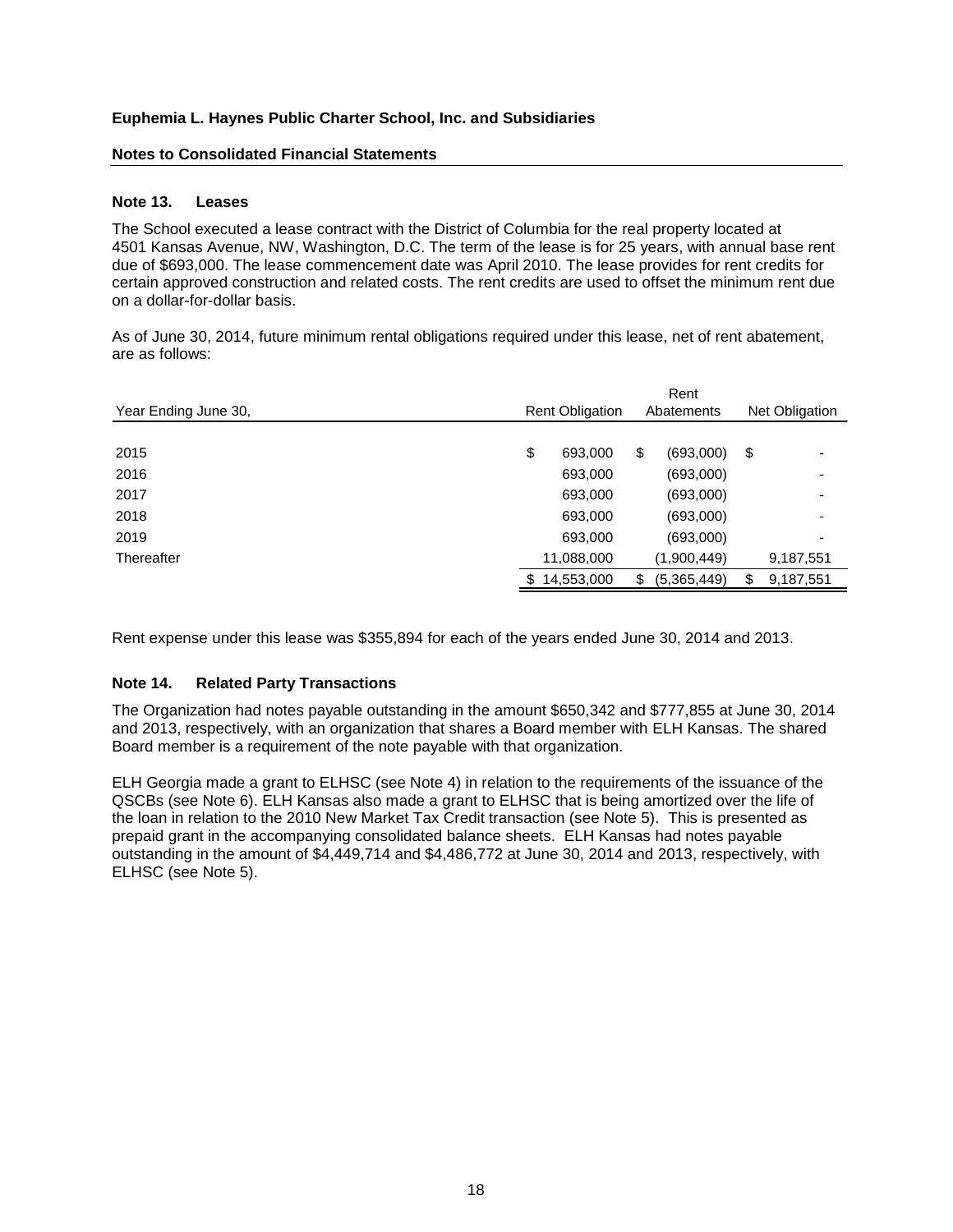**Euphemia L. Haynes Public Charter School, Inc. and Subsidiaries**

**Notes to Consolidated Financial Statements**

### Note 13. Leases

The School executed a lease contract with the District of Columbia for the real property located at 4501 Kansas Avenue, NW, Washington, D.C. The term of the lease is for 25 years, with annual base rent due of $693,000. The lease commencement date was April 2010. The lease provides for rent credits for certain approved construction and related costs. The rent credits are used to offset the minimum rent due on a dollar-for-dollar basis.

As of June 30, 2014, future minimum rental obligations required under this lease, net of rent abatement, are as follows:

| Year Ending June 30, | Rent Obligation | Rent Abatements | Net Obligation |
|---|---|---|---|
| 2015 | $ 693,000 | $ (693,000) | $ - |
| 2016 | 693,000 | (693,000) | - |
| 2017 | 693,000 | (693,000) | - |
| 2018 | 693,000 | (693,000) | - |
| 2019 | 693,000 | (693,000) | - |
| Thereafter | 11,088,000 | (1,900,449) | 9,187,551 |
| | $ 14,553,000 | $ (5,365,449) | $ 9,187,551 |

Rent expense under this lease was $355,894 for each of the years ended June 30, 2014 and 2013.

### Note 14. Related Party Transactions

The Organization had notes payable outstanding in the amount $650,342 and $777,855 at June 30, 2014 and 2013, respectively, with an organization that shares a Board member with ELH Kansas. The shared Board member is a requirement of the note payable with that organization.

ELH Georgia made a grant to ELHSC (see Note 4) in relation to the requirements of the issuance of the QSCBs (see Note 6). ELH Kansas also made a grant to ELHSC that is being amortized over the life of the loan in relation to the 2010 New Market Tax Credit transaction (see Note 5). This is presented as prepaid grant in the accompanying consolidated balance sheets. ELH Kansas had notes payable outstanding in the amount of $4,449,714 and $4,486,772 at June 30, 2014 and 2013, respectively, with ELHSC (see Note 5).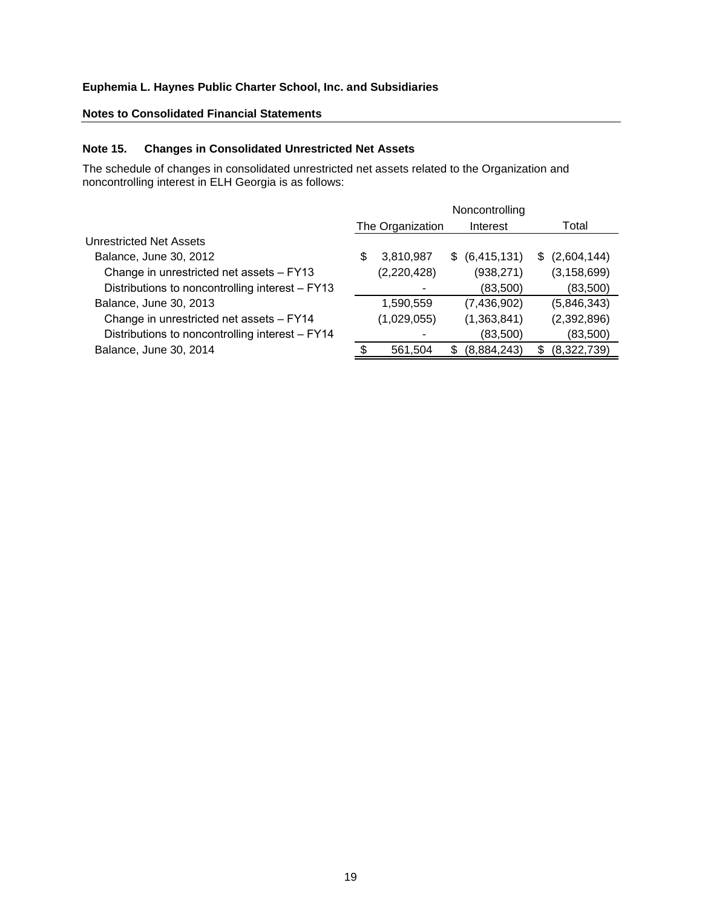**Euphemia L. Haynes Public Charter School, Inc. and Subsidiaries**

**Notes to Consolidated Financial Statements**

### Note 15. Changes in Consolidated Unrestricted Net Assets

The schedule of changes in consolidated unrestricted net assets related to the Organization and noncontrolling interest in ELH Georgia is as follows:

| | The Organization | Noncontrolling Interest | Total |
|---|---|---|---|
| Unrestricted Net Assets | | | |
| Balance, June 30, 2012 | $ 3,810,987 | $ (6,415,131) | $ (2,604,144) |
| Change in unrestricted net assets – FY13 | (2,220,428) | (938,271) | (3,158,699) |
| Distributions to noncontrolling interest – FY13 | - | (83,500) | (83,500) |
| Balance, June 30, 2013 | 1,590,559 | (7,436,902) | (5,846,343) |
| Change in unrestricted net assets – FY14 | (1,029,055) | (1,363,841) | (2,392,896) |
| Distributions to noncontrolling interest – FY14 | - | (83,500) | (83,500) |
| Balance, June 30, 2014 | $ 561,504 | $ (8,884,243) | $ (8,322,739) |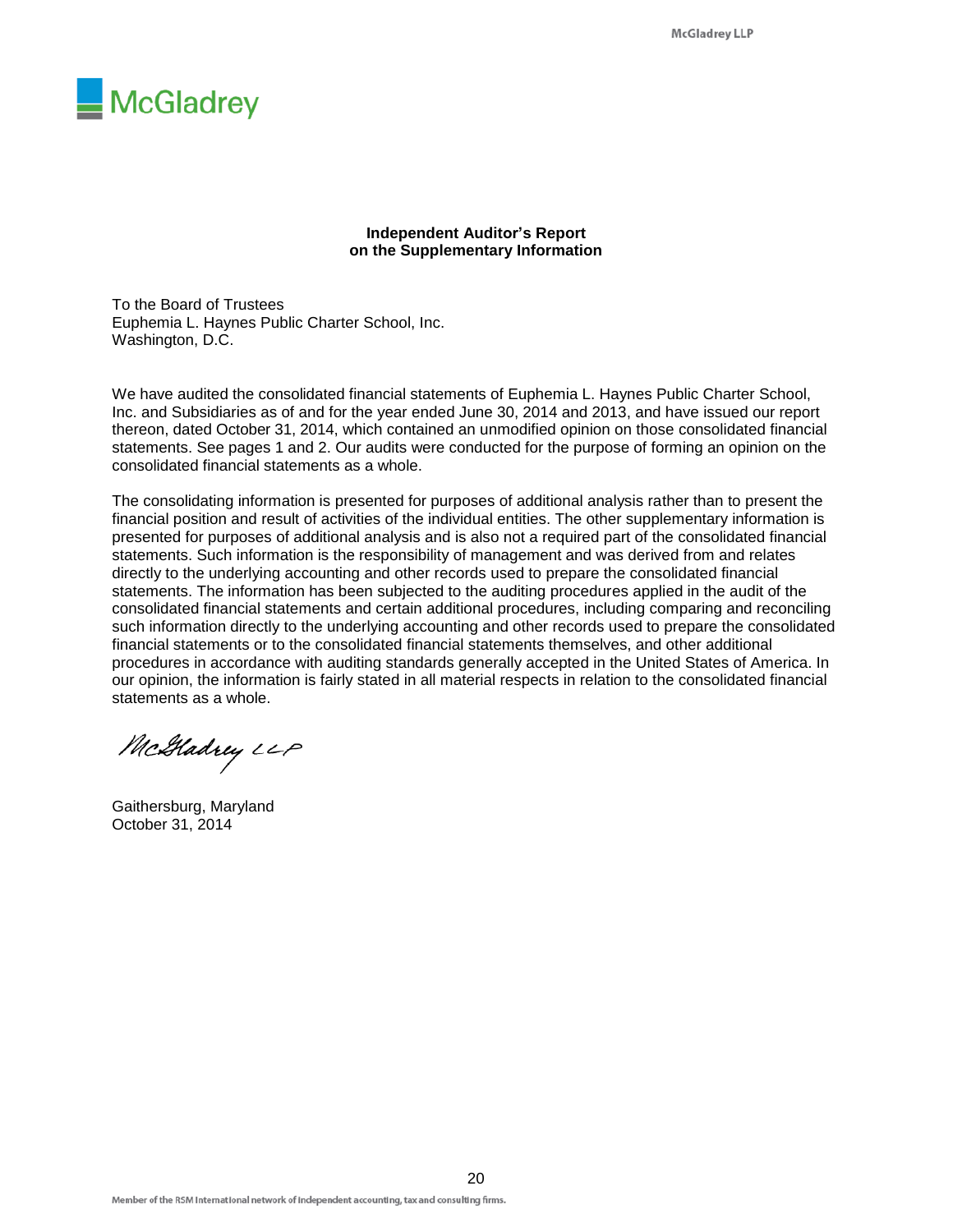McGladrey

**Independent Auditor's Report on the Supplementary Information**

To the Board of Trustees
Euphemia L. Haynes Public Charter School, Inc.
Washington, D.C.

We have audited the consolidated financial statements of Euphemia L. Haynes Public Charter School, Inc. and Subsidiaries as of and for the year ended June 30, 2014 and 2013, and have issued our report thereon, dated October 31, 2014, which contained an unmodified opinion on those consolidated financial statements. See pages 1 and 2. Our audits were conducted for the purpose of forming an opinion on the consolidated financial statements as a whole.

The consolidating information is presented for purposes of additional analysis rather than to present the financial position and result of activities of the individual entities. The other supplementary information is presented for purposes of additional analysis and is also not a required part of the consolidated financial statements. Such information is the responsibility of management and was derived from and relates directly to the underlying accounting and other records used to prepare the consolidated financial statements. The information has been subjected to the auditing procedures applied in the audit of the consolidated financial statements and certain additional procedures, including comparing and reconciling such information directly to the underlying accounting and other records used to prepare the consolidated financial statements or to the consolidated financial statements themselves, and other additional procedures in accordance with auditing standards generally accepted in the United States of America. In our opinion, the information is fairly stated in all material respects in relation to the consolidated financial statements as a whole.

McGladrey LLP

Gaithersburg, Maryland
October 31, 2014

Member of the RSM International network of independent accounting, tax and consulting firms.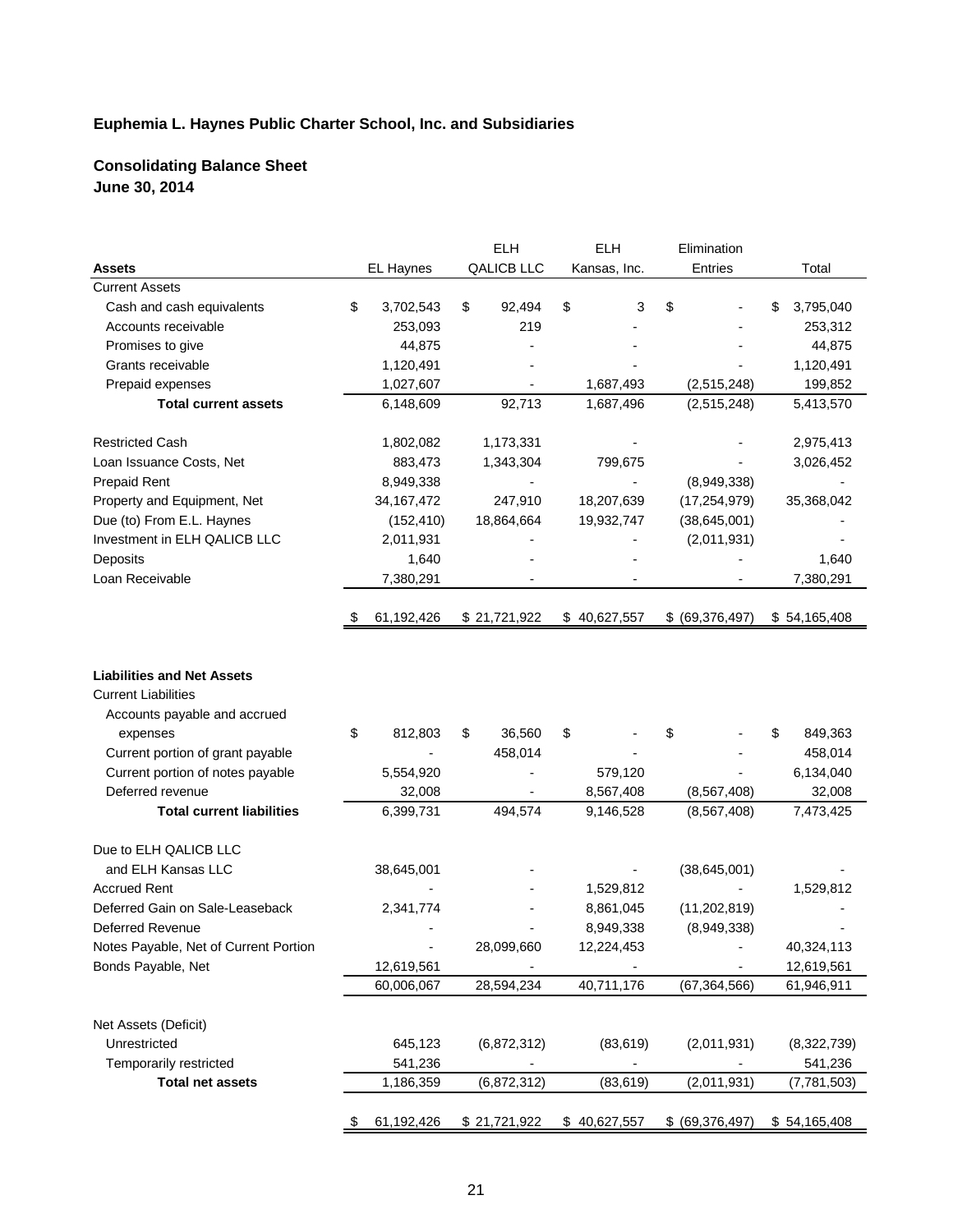**Euphemia L. Haynes Public Charter School, Inc. and Subsidiaries**

**Consolidating Balance Sheet**
**June 30, 2014**

| Assets | EL Haynes | ELH QALICB LLC | ELH Kansas, Inc. | Elimination Entries | Total |
|---|---|---|---|---|---|
| Current Assets | | | | | |
| Cash and cash equivalents | $ 3,702,543 | $ 92,494 | $ 3 | $ - | $ 3,795,040 |
| Accounts receivable | 253,093 | 219 | - | - | 253,312 |
| Promises to give | 44,875 | - | - | - | 44,875 |
| Grants receivable | 1,120,491 | - | - | - | 1,120,491 |
| Prepaid expenses | 1,027,607 | - | 1,687,493 | (2,515,248) | 199,852 |
| **Total current assets** | 6,148,609 | 92,713 | 1,687,496 | (2,515,248) | 5,413,570 |
| Restricted Cash | 1,802,082 | 1,173,331 | - | - | 2,975,413 |
| Loan Issuance Costs, Net | 883,473 | 1,343,304 | 799,675 | - | 3,026,452 |
| Prepaid Rent | 8,949,338 | - | - | (8,949,338) | - |
| Property and Equipment, Net | 34,167,472 | 247,910 | 18,207,639 | (17,254,979) | 35,368,042 |
| Due (to) From E.L. Haynes | (152,410) | 18,864,664 | 19,932,747 | (38,645,001) | - |
| Investment in ELH QALICB LLC | 2,011,931 | - | - | (2,011,931) | - |
| Deposits | 1,640 | - | - | - | 1,640 |
| Loan Receivable | 7,380,291 | - | - | - | 7,380,291 |
| | $ 61,192,426 | $ 21,721,922 | $ 40,627,557 | $ (69,376,497) | $ 54,165,408 |

| Liabilities and Net Assets | EL Haynes | ELH QALICB LLC | ELH Kansas, Inc. | Elimination Entries | Total |
|---|---|---|---|---|---|
| Current Liabilities | | | | | |
| Accounts payable and accrued expenses | $ 812,803 | $ 36,560 | $ - | $ - | $ 849,363 |
| Current portion of grant payable | - | 458,014 | - | - | 458,014 |
| Current portion of notes payable | 5,554,920 | - | 579,120 | - | 6,134,040 |
| Deferred revenue | 32,008 | - | 8,567,408 | (8,567,408) | 32,008 |
| **Total current liabilities** | 6,399,731 | 494,574 | 9,146,528 | (8,567,408) | 7,473,425 |
| Due to ELH QALICB LLC and ELH Kansas LLC | 38,645,001 | - | - | (38,645,001) | - |
| Accrued Rent | - | - | 1,529,812 | - | 1,529,812 |
| Deferred Gain on Sale-Leaseback | 2,341,774 | - | 8,861,045 | (11,202,819) | - |
| Deferred Revenue | - | - | 8,949,338 | (8,949,338) | - |
| Notes Payable, Net of Current Portion | - | 28,099,660 | 12,224,453 | - | 40,324,113 |
| Bonds Payable, Net | 12,619,561 | - | - | - | 12,619,561 |
| | 60,006,067 | 28,594,234 | 40,711,176 | (67,364,566) | 61,946,911 |
| Net Assets (Deficit) | | | | | |
| Unrestricted | 645,123 | (6,872,312) | (83,619) | (2,011,931) | (8,322,739) |
| Temporarily restricted | 541,236 | - | - | - | 541,236 |
| **Total net assets** | 1,186,359 | (6,872,312) | (83,619) | (2,011,931) | (7,781,503) |
| | $ 61,192,426 | $ 21,721,922 | $ 40,627,557 | $ (69,376,497) | $ 54,165,408 |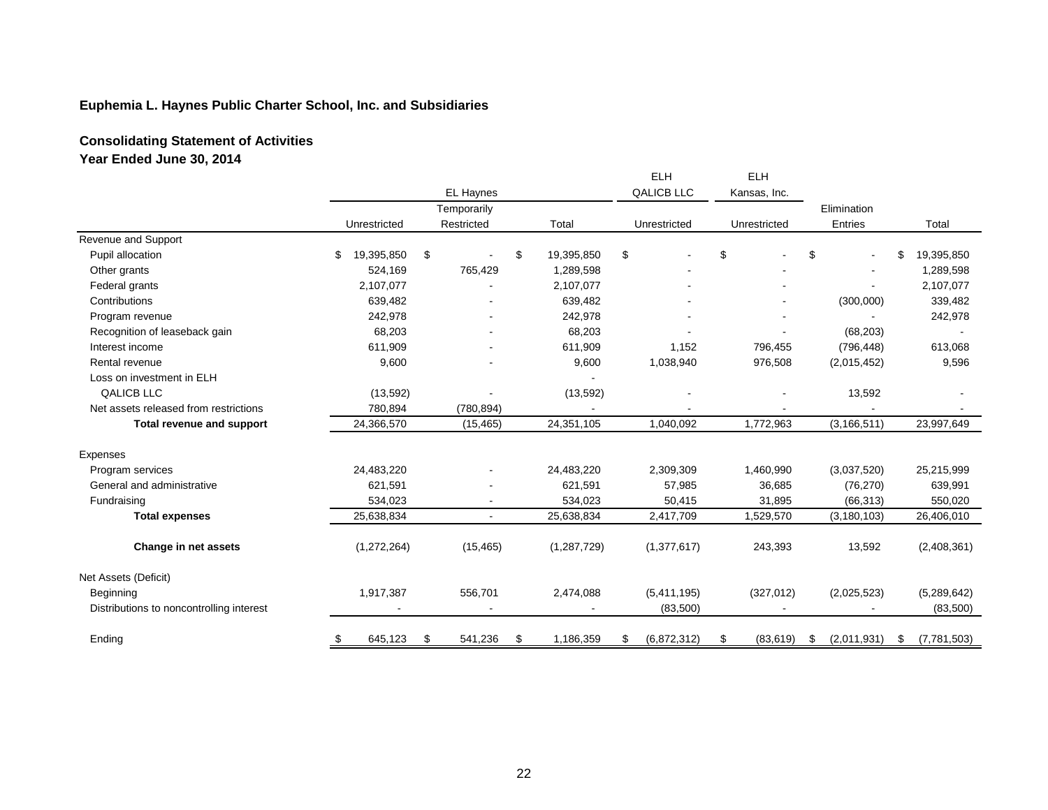**Euphemia L. Haynes Public Charter School, Inc. and Subsidiaries**

**Consolidating Statement of Activities**
**Year Ended June 30, 2014**

| | EL Haynes | | | ELH QALICB LLC | ELH Kansas, Inc. | | |
|---|---|---|---|---|---|---|---|
| | Unrestricted | Temporarily Restricted | Total | Unrestricted | Unrestricted | Elimination Entries | Total |
| Revenue and Support | | | | | | | |
| Pupil allocation | $ 19,395,850 | $ - | $ 19,395,850 | $ - | $ - | $ - | $ 19,395,850 |
| Other grants | 524,169 | 765,429 | 1,289,598 | - | - | - | 1,289,598 |
| Federal grants | 2,107,077 | - | 2,107,077 | - | - | - | 2,107,077 |
| Contributions | 639,482 | - | 639,482 | - | - | (300,000) | 339,482 |
| Program revenue | 242,978 | - | 242,978 | - | - | - | 242,978 |
| Recognition of leaseback gain | 68,203 | - | 68,203 | - | - | (68,203) | - |
| Interest income | 611,909 | - | 611,909 | 1,152 | 796,455 | (796,448) | 613,068 |
| Rental revenue | 9,600 | - | 9,600 | 1,038,940 | 976,508 | (2,015,452) | 9,596 |
| Loss on investment in ELH QALICB LLC | (13,592) | - | (13,592) | - | - | 13,592 | - |
| Net assets released from restrictions | 780,894 | (780,894) | - | - | - | - | - |
| **Total revenue and support** | 24,366,570 | (15,465) | 24,351,105 | 1,040,092 | 1,772,963 | (3,166,511) | 23,997,649 |
| Expenses | | | | | | | |
| Program services | 24,483,220 | - | 24,483,220 | 2,309,309 | 1,460,990 | (3,037,520) | 25,215,999 |
| General and administrative | 621,591 | - | 621,591 | 57,985 | 36,685 | (76,270) | 639,991 |
| Fundraising | 534,023 | - | 534,023 | 50,415 | 31,895 | (66,313) | 550,020 |
| **Total expenses** | 25,638,834 | - | 25,638,834 | 2,417,709 | 1,529,570 | (3,180,103) | 26,406,010 |
| **Change in net assets** | (1,272,264) | (15,465) | (1,287,729) | (1,377,617) | 243,393 | 13,592 | (2,408,361) |
| Net Assets (Deficit) | | | | | | | |
| Beginning | 1,917,387 | 556,701 | 2,474,088 | (5,411,195) | (327,012) | (2,025,523) | (5,289,642) |
| Distributions to noncontrolling interest | - | - | - | (83,500) | - | - | (83,500) |
| Ending | $ 645,123 | $ 541,236 | $ 1,186,359 | $ (6,872,312) | $ (83,619) | $ (2,011,931) | $ (7,781,503) |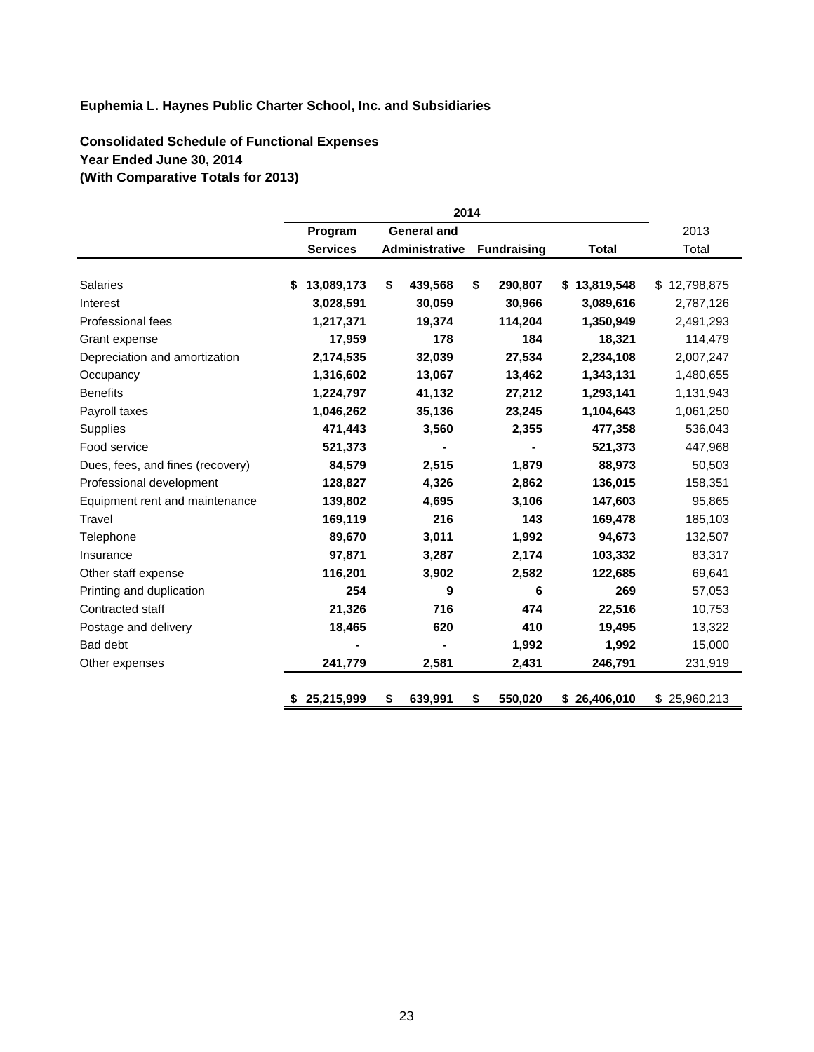**Euphemia L. Haynes Public Charter School, Inc. and Subsidiaries**

**Consolidated Schedule of Functional Expenses**
**Year Ended June 30, 2014**
**(With Comparative Totals for 2013)**

| | 2014 | | | | |
|---|---|---|---|---|---|
| | **Program Services** | **General and Administrative** | **Fundraising** | **Total** | 2013 Total |
| Salaries | **$ 13,089,173** | **$ 439,568** | **$ 290,807** | **$ 13,819,548** | $ 12,798,875 |
| Interest | **3,028,591** | **30,059** | **30,966** | **3,089,616** | 2,787,126 |
| Professional fees | **1,217,371** | **19,374** | **114,204** | **1,350,949** | 2,491,293 |
| Grant expense | **17,959** | **178** | **184** | **18,321** | 114,479 |
| Depreciation and amortization | **2,174,535** | **32,039** | **27,534** | **2,234,108** | 2,007,247 |
| Occupancy | **1,316,602** | **13,067** | **13,462** | **1,343,131** | 1,480,655 |
| Benefits | **1,224,797** | **41,132** | **27,212** | **1,293,141** | 1,131,943 |
| Payroll taxes | **1,046,262** | **35,136** | **23,245** | **1,104,643** | 1,061,250 |
| Supplies | **471,443** | **3,560** | **2,355** | **477,358** | 536,043 |
| Food service | **521,373** | **-** | **-** | **521,373** | 447,968 |
| Dues, fees, and fines (recovery) | **84,579** | **2,515** | **1,879** | **88,973** | 50,503 |
| Professional development | **128,827** | **4,326** | **2,862** | **136,015** | 158,351 |
| Equipment rent and maintenance | **139,802** | **4,695** | **3,106** | **147,603** | 95,865 |
| Travel | **169,119** | **216** | **143** | **169,478** | 185,103 |
| Telephone | **89,670** | **3,011** | **1,992** | **94,673** | 132,507 |
| Insurance | **97,871** | **3,287** | **2,174** | **103,332** | 83,317 |
| Other staff expense | **116,201** | **3,902** | **2,582** | **122,685** | 69,641 |
| Printing and duplication | **254** | **9** | **6** | **269** | 57,053 |
| Contracted staff | **21,326** | **716** | **474** | **22,516** | 10,753 |
| Postage and delivery | **18,465** | **620** | **410** | **19,495** | 13,322 |
| Bad debt | **-** | **-** | **1,992** | **1,992** | 15,000 |
| Other expenses | **241,779** | **2,581** | **2,431** | **246,791** | 231,919 |
| | **$ 25,215,999** | **$ 639,991** | **$ 550,020** | **$ 26,406,010** | $ 25,960,213 |